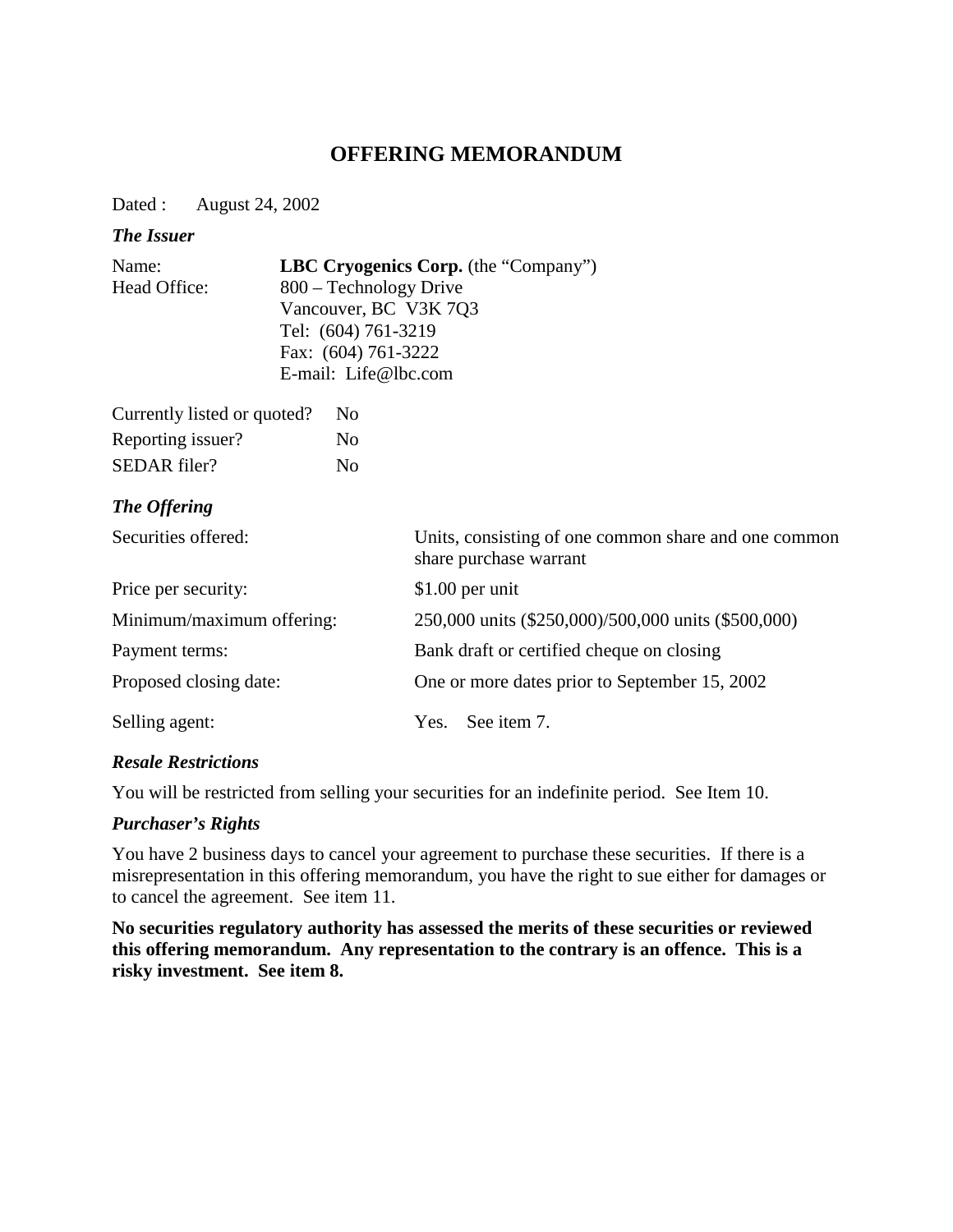# OFFERING MEMORANDUM

Dated : August 24, 2002

***The Issuer***

| | |
|---|---|
| Name: | **LBC Cryogenics Corp.** (the "Company") |
| Head Office: | 800 – Technology Drive<br>Vancouver, BC V3K 7Q3<br>Tel: (604) 761-3219<br>Fax: (604) 761-3222<br>E-mail: Life@lbc.com |

| | |
|---|---|
| Currently listed or quoted? | No |
| Reporting issuer? | No |
| SEDAR filer? | No |

***The Offering***

| | |
|---|---|
| Securities offered: | Units, consisting of one common share and one common share purchase warrant |
| Price per security: | $1.00 per unit |
| Minimum/maximum offering: | 250,000 units ($250,000)/500,000 units ($500,000) |
| Payment terms: | Bank draft or certified cheque on closing |
| Proposed closing date: | One or more dates prior to September 15, 2002 |
| Selling agent: | Yes. See item 7. |

***Resale Restrictions***

You will be restricted from selling your securities for an indefinite period. See Item 10.

***Purchaser's Rights***

You have 2 business days to cancel your agreement to purchase these securities. If there is a misrepresentation in this offering memorandum, you have the right to sue either for damages or to cancel the agreement. See item 11.

**No securities regulatory authority has assessed the merits of these securities or reviewed this offering memorandum. Any representation to the contrary is an offence. This is a risky investment. See item 8.**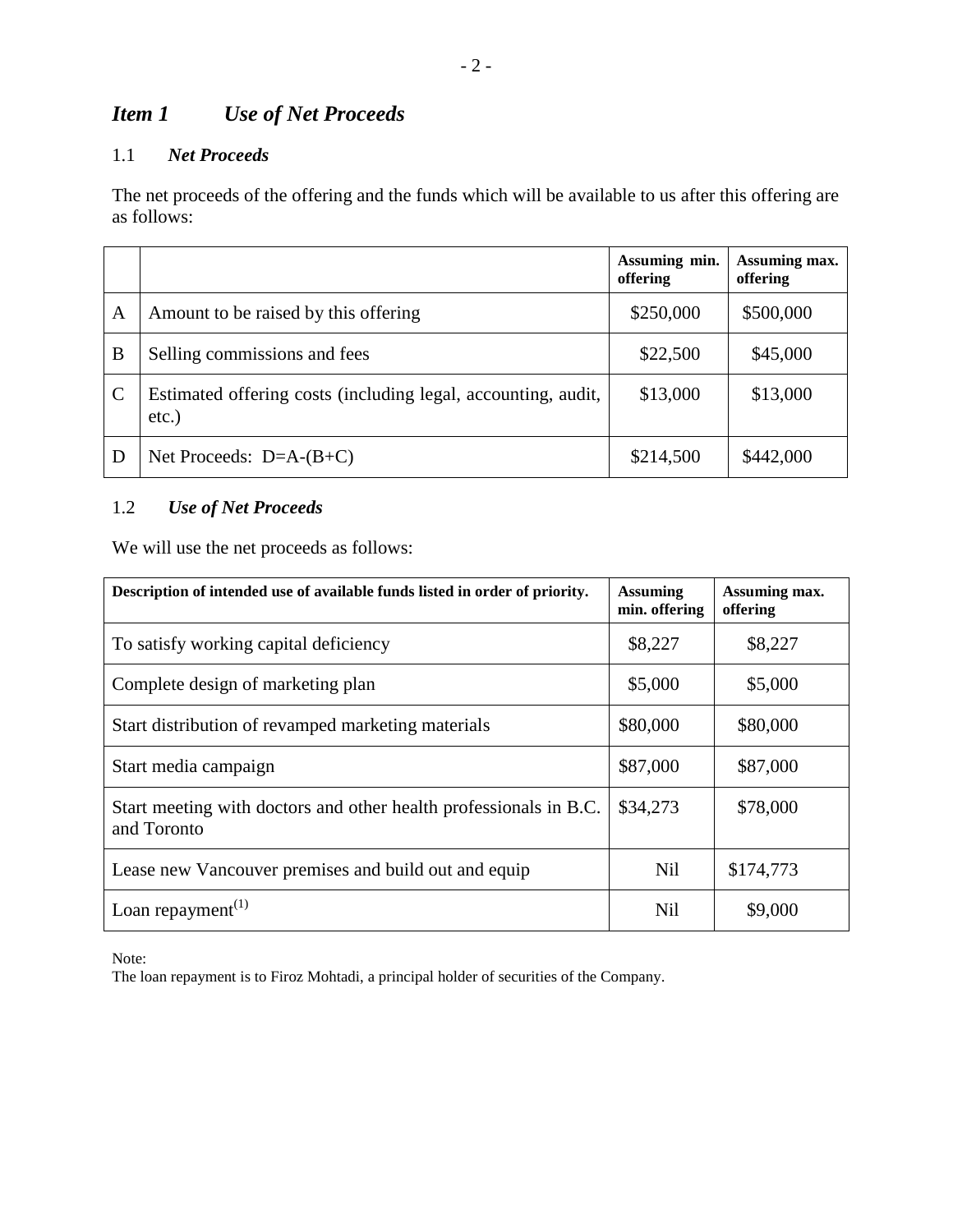## *Item 1 Use of Net Proceeds*

### 1.1 *Net Proceeds*

The net proceeds of the offering and the funds which will be available to us after this offering are as follows:

| | | Assuming min. offering | Assuming max. offering |
|---|---|---|---|
| A | Amount to be raised by this offering | \$250,000 | \$500,000 |
| B | Selling commissions and fees | \$22,500 | \$45,000 |
| C | Estimated offering costs (including legal, accounting, audit, etc.) | \$13,000 | \$13,000 |
| D | Net Proceeds: D=A-(B+C) | \$214,500 | \$442,000 |

### 1.2 *Use of Net Proceeds*

We will use the net proceeds as follows:

| Description of intended use of available funds listed in order of priority. | Assuming min. offering | Assuming max. offering |
|---|---|---|
| To satisfy working capital deficiency | \$8,227 | \$8,227 |
| Complete design of marketing plan | \$5,000 | \$5,000 |
| Start distribution of revamped marketing materials | \$80,000 | \$80,000 |
| Start media campaign | \$87,000 | \$87,000 |
| Start meeting with doctors and other health professionals in B.C. and Toronto | \$34,273 | \$78,000 |
| Lease new Vancouver premises and build out and equip | Nil | \$174,773 |
| Loan repayment(1) | Nil | \$9,000 |

Note:
The loan repayment is to Firoz Mohtadi, a principal holder of securities of the Company.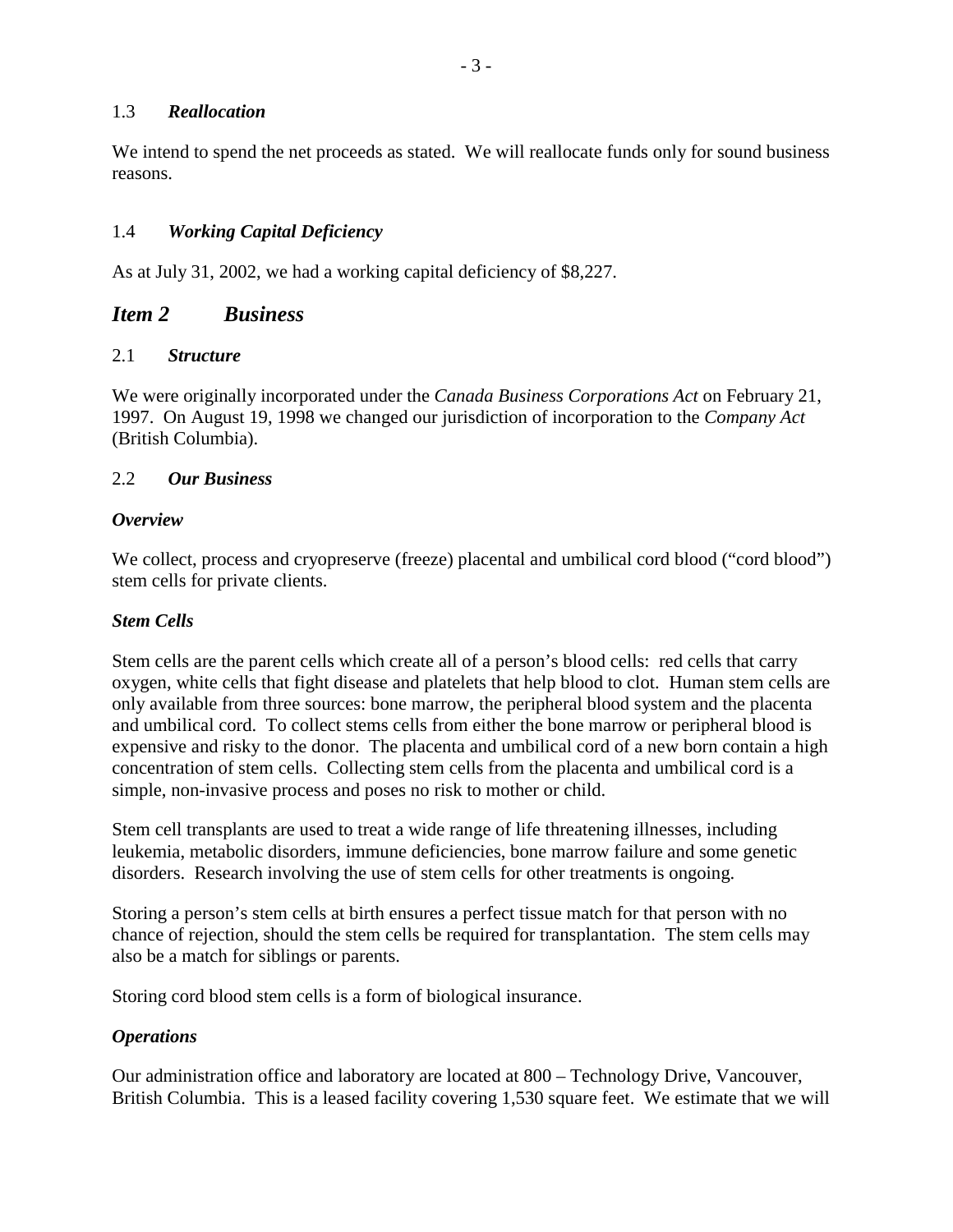### 1.3 *Reallocation*

We intend to spend the net proceeds as stated. We will reallocate funds only for sound business reasons.

### 1.4 *Working Capital Deficiency*

As at July 31, 2002, we had a working capital deficiency of $8,227.

## *Item 2 Business*

### 2.1 *Structure*

We were originally incorporated under the *Canada Business Corporations Act* on February 21, 1997. On August 19, 1998 we changed our jurisdiction of incorporation to the *Company Act* (British Columbia).

### 2.2 *Our Business*

***Overview***

We collect, process and cryopreserve (freeze) placental and umbilical cord blood ("cord blood") stem cells for private clients.

***Stem Cells***

Stem cells are the parent cells which create all of a person's blood cells: red cells that carry oxygen, white cells that fight disease and platelets that help blood to clot. Human stem cells are only available from three sources: bone marrow, the peripheral blood system and the placenta and umbilical cord. To collect stems cells from either the bone marrow or peripheral blood is expensive and risky to the donor. The placenta and umbilical cord of a new born contain a high concentration of stem cells. Collecting stem cells from the placenta and umbilical cord is a simple, non-invasive process and poses no risk to mother or child.

Stem cell transplants are used to treat a wide range of life threatening illnesses, including leukemia, metabolic disorders, immune deficiencies, bone marrow failure and some genetic disorders. Research involving the use of stem cells for other treatments is ongoing.

Storing a person's stem cells at birth ensures a perfect tissue match for that person with no chance of rejection, should the stem cells be required for transplantation. The stem cells may also be a match for siblings or parents.

Storing cord blood stem cells is a form of biological insurance.

***Operations***

Our administration office and laboratory are located at 800 – Technology Drive, Vancouver, British Columbia. This is a leased facility covering 1,530 square feet. We estimate that we will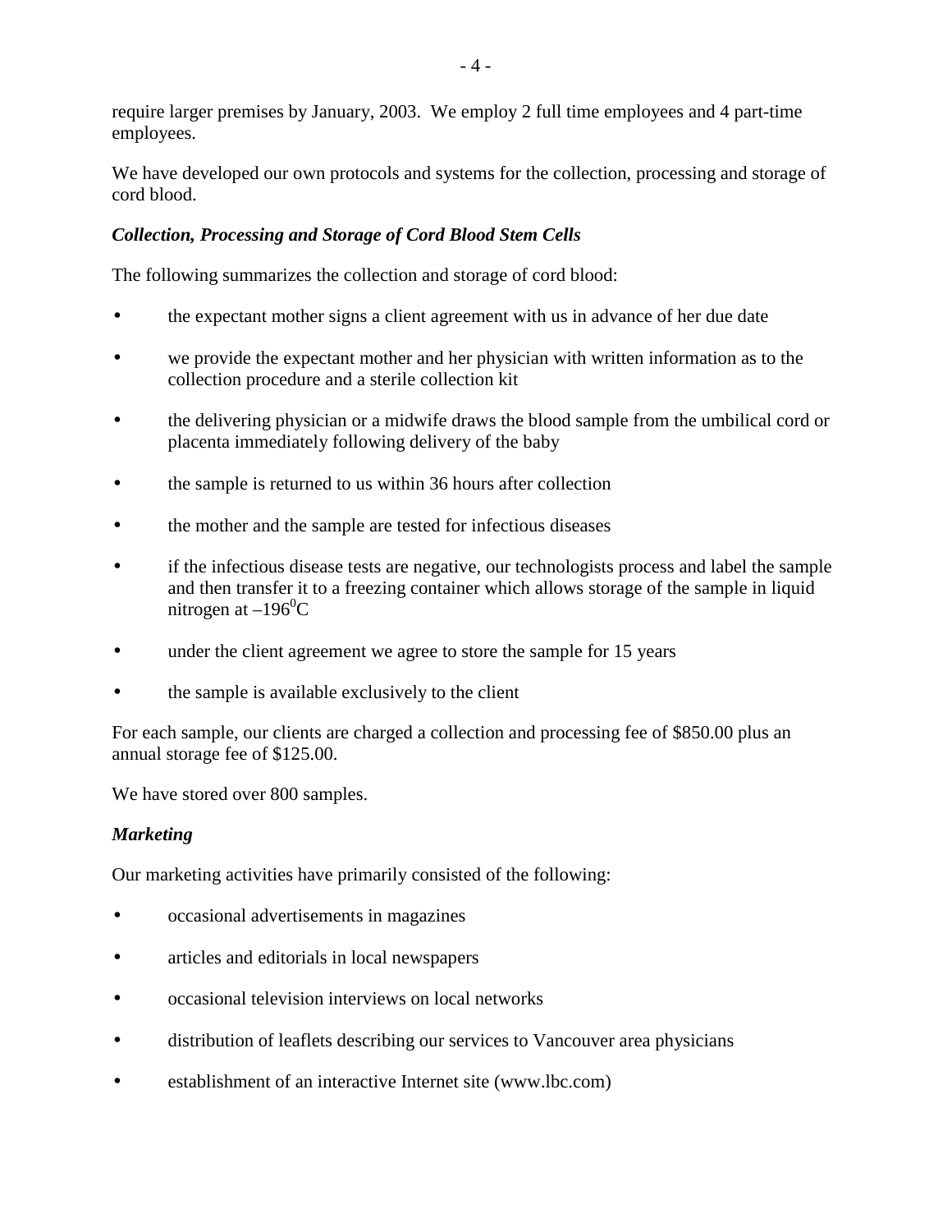require larger premises by January, 2003. We employ 2 full time employees and 4 part-time employees.

We have developed our own protocols and systems for the collection, processing and storage of cord blood.

### *Collection, Processing and Storage of Cord Blood Stem Cells*

The following summarizes the collection and storage of cord blood:

- the expectant mother signs a client agreement with us in advance of her due date
- we provide the expectant mother and her physician with written information as to the collection procedure and a sterile collection kit
- the delivering physician or a midwife draws the blood sample from the umbilical cord or placenta immediately following delivery of the baby
- the sample is returned to us within 36 hours after collection
- the mother and the sample are tested for infectious diseases
- if the infectious disease tests are negative, our technologists process and label the sample and then transfer it to a freezing container which allows storage of the sample in liquid nitrogen at $-196^0$C
- under the client agreement we agree to store the sample for 15 years
- the sample is available exclusively to the client

For each sample, our clients are charged a collection and processing fee of $850.00 plus an annual storage fee of $125.00.

We have stored over 800 samples.

### *Marketing*

Our marketing activities have primarily consisted of the following:

- occasional advertisements in magazines
- articles and editorials in local newspapers
- occasional television interviews on local networks
- distribution of leaflets describing our services to Vancouver area physicians
- establishment of an interactive Internet site (www.lbc.com)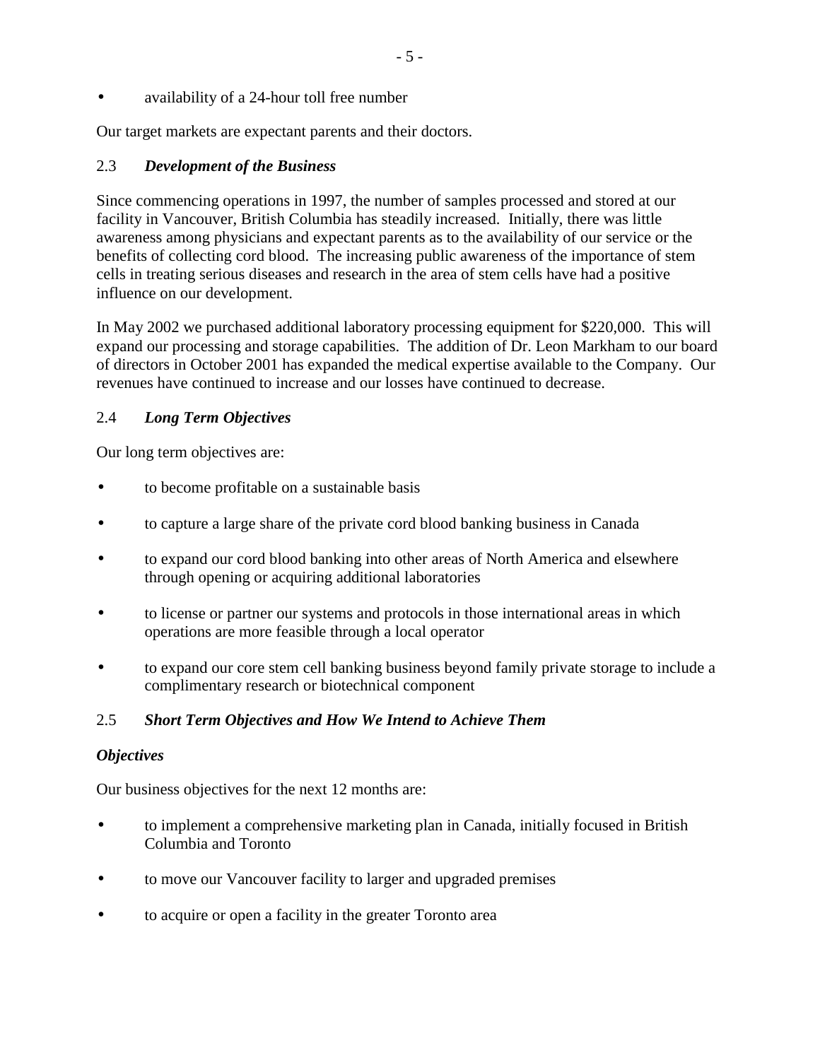- availability of a 24-hour toll free number

Our target markets are expectant parents and their doctors.

## 2.3 *Development of the Business*

Since commencing operations in 1997, the number of samples processed and stored at our facility in Vancouver, British Columbia has steadily increased. Initially, there was little awareness among physicians and expectant parents as to the availability of our service or the benefits of collecting cord blood. The increasing public awareness of the importance of stem cells in treating serious diseases and research in the area of stem cells have had a positive influence on our development.

In May 2002 we purchased additional laboratory processing equipment for $220,000. This will expand our processing and storage capabilities. The addition of Dr. Leon Markham to our board of directors in October 2001 has expanded the medical expertise available to the Company. Our revenues have continued to increase and our losses have continued to decrease.

## 2.4 *Long Term Objectives*

Our long term objectives are:

- to become profitable on a sustainable basis
- to capture a large share of the private cord blood banking business in Canada
- to expand our cord blood banking into other areas of North America and elsewhere through opening or acquiring additional laboratories
- to license or partner our systems and protocols in those international areas in which operations are more feasible through a local operator
- to expand our core stem cell banking business beyond family private storage to include a complimentary research or biotechnical component

## 2.5 *Short Term Objectives and How We Intend to Achieve Them*

### *Objectives*

Our business objectives for the next 12 months are:

- to implement a comprehensive marketing plan in Canada, initially focused in British Columbia and Toronto
- to move our Vancouver facility to larger and upgraded premises
- to acquire or open a facility in the greater Toronto area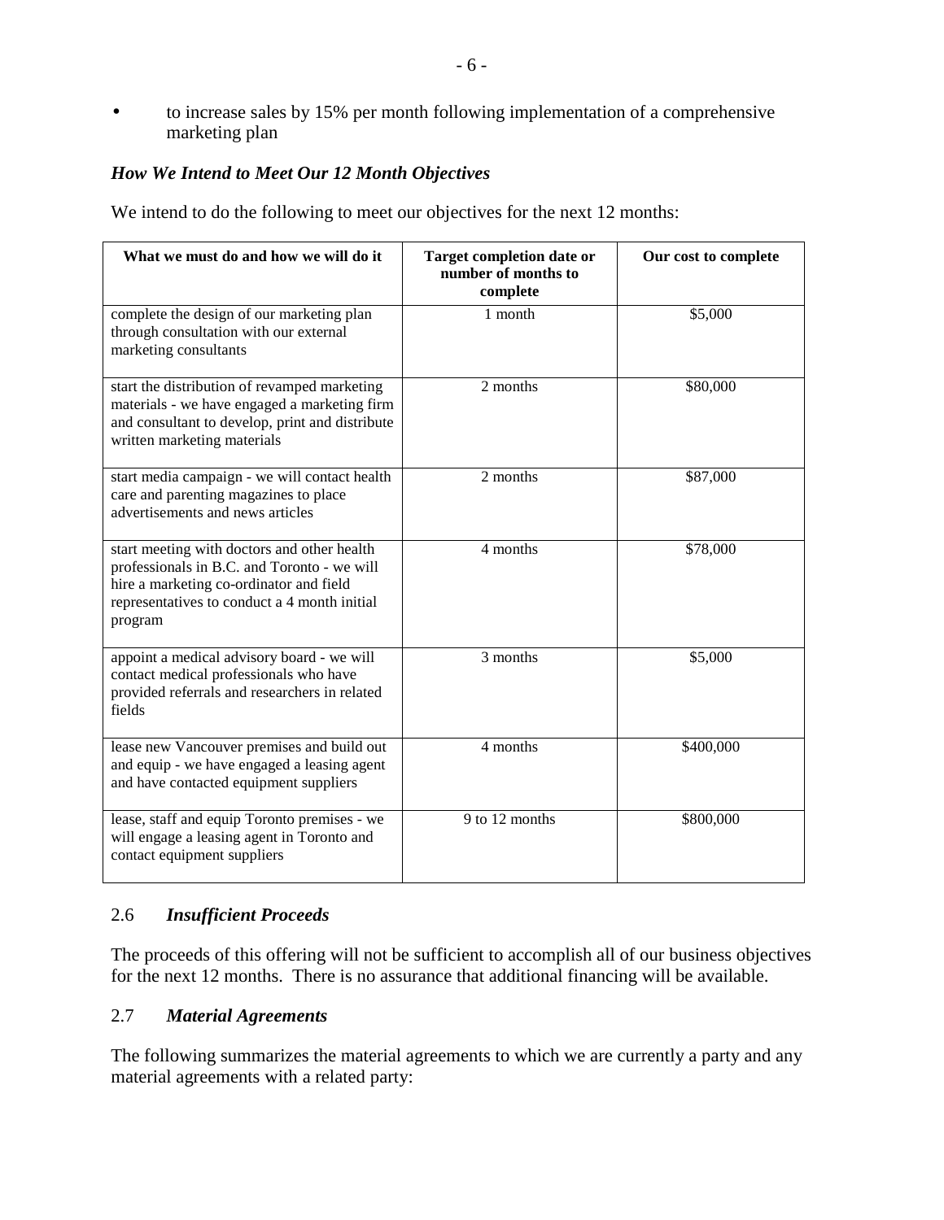- to increase sales by 15% per month following implementation of a comprehensive marketing plan

### *How We Intend to Meet Our 12 Month Objectives*

We intend to do the following to meet our objectives for the next 12 months:

| What we must do and how we will do it | Target completion date or number of months to complete | Our cost to complete |
|---|---|---|
| complete the design of our marketing plan through consultation with our external marketing consultants | 1 month | \$5,000 |
| start the distribution of revamped marketing materials - we have engaged a marketing firm and consultant to develop, print and distribute written marketing materials | 2 months | \$80,000 |
| start media campaign - we will contact health care and parenting magazines to place advertisements and news articles | 2 months | \$87,000 |
| start meeting with doctors and other health professionals in B.C. and Toronto - we will hire a marketing co-ordinator and field representatives to conduct a 4 month initial program | 4 months | \$78,000 |
| appoint a medical advisory board - we will contact medical professionals who have provided referrals and researchers in related fields | 3 months | \$5,000 |
| lease new Vancouver premises and build out and equip - we have engaged a leasing agent and have contacted equipment suppliers | 4 months | \$400,000 |
| lease, staff and equip Toronto premises - we will engage a leasing agent in Toronto and contact equipment suppliers | 9 to 12 months | \$800,000 |

### 2.6 *Insufficient Proceeds*

The proceeds of this offering will not be sufficient to accomplish all of our business objectives for the next 12 months. There is no assurance that additional financing will be available.

### 2.7 *Material Agreements*

The following summarizes the material agreements to which we are currently a party and any material agreements with a related party: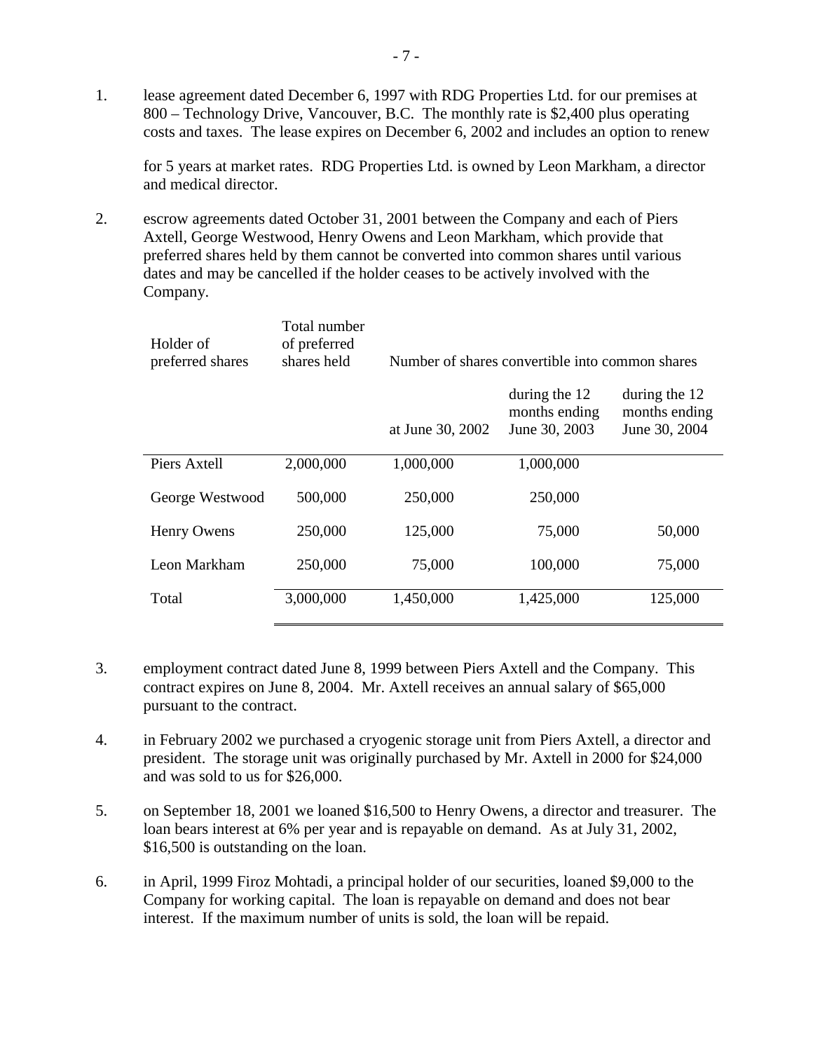1. lease agreement dated December 6, 1997 with RDG Properties Ltd. for our premises at 800 – Technology Drive, Vancouver, B.C. The monthly rate is $2,400 plus operating costs and taxes. The lease expires on December 6, 2002 and includes an option to renew for 5 years at market rates. RDG Properties Ltd. is owned by Leon Markham, a director and medical director.

2. escrow agreements dated October 31, 2001 between the Company and each of Piers Axtell, George Westwood, Henry Owens and Leon Markham, which provide that preferred shares held by them cannot be converted into common shares until various dates and may be cancelled if the holder ceases to be actively involved with the Company.

| Holder of preferred shares | Total number of preferred shares held | Number of shares convertible into common shares | | |
|---|---|---|---|---|
| | | at June 30, 2002 | during the 12 months ending June 30, 2003 | during the 12 months ending June 30, 2004 |
| Piers Axtell | 2,000,000 | 1,000,000 | 1,000,000 | |
| George Westwood | 500,000 | 250,000 | 250,000 | |
| Henry Owens | 250,000 | 125,000 | 75,000 | 50,000 |
| Leon Markham | 250,000 | 75,000 | 100,000 | 75,000 |
| Total | 3,000,000 | 1,450,000 | 1,425,000 | 125,000 |

3. employment contract dated June 8, 1999 between Piers Axtell and the Company. This contract expires on June 8, 2004. Mr. Axtell receives an annual salary of $65,000 pursuant to the contract.

4. in February 2002 we purchased a cryogenic storage unit from Piers Axtell, a director and president. The storage unit was originally purchased by Mr. Axtell in 2000 for $24,000 and was sold to us for $26,000.

5. on September 18, 2001 we loaned $16,500 to Henry Owens, a director and treasurer. The loan bears interest at 6% per year and is repayable on demand. As at July 31, 2002, $16,500 is outstanding on the loan.

6. in April, 1999 Firoz Mohtadi, a principal holder of our securities, loaned $9,000 to the Company for working capital. The loan is repayable on demand and does not bear interest. If the maximum number of units is sold, the loan will be repaid.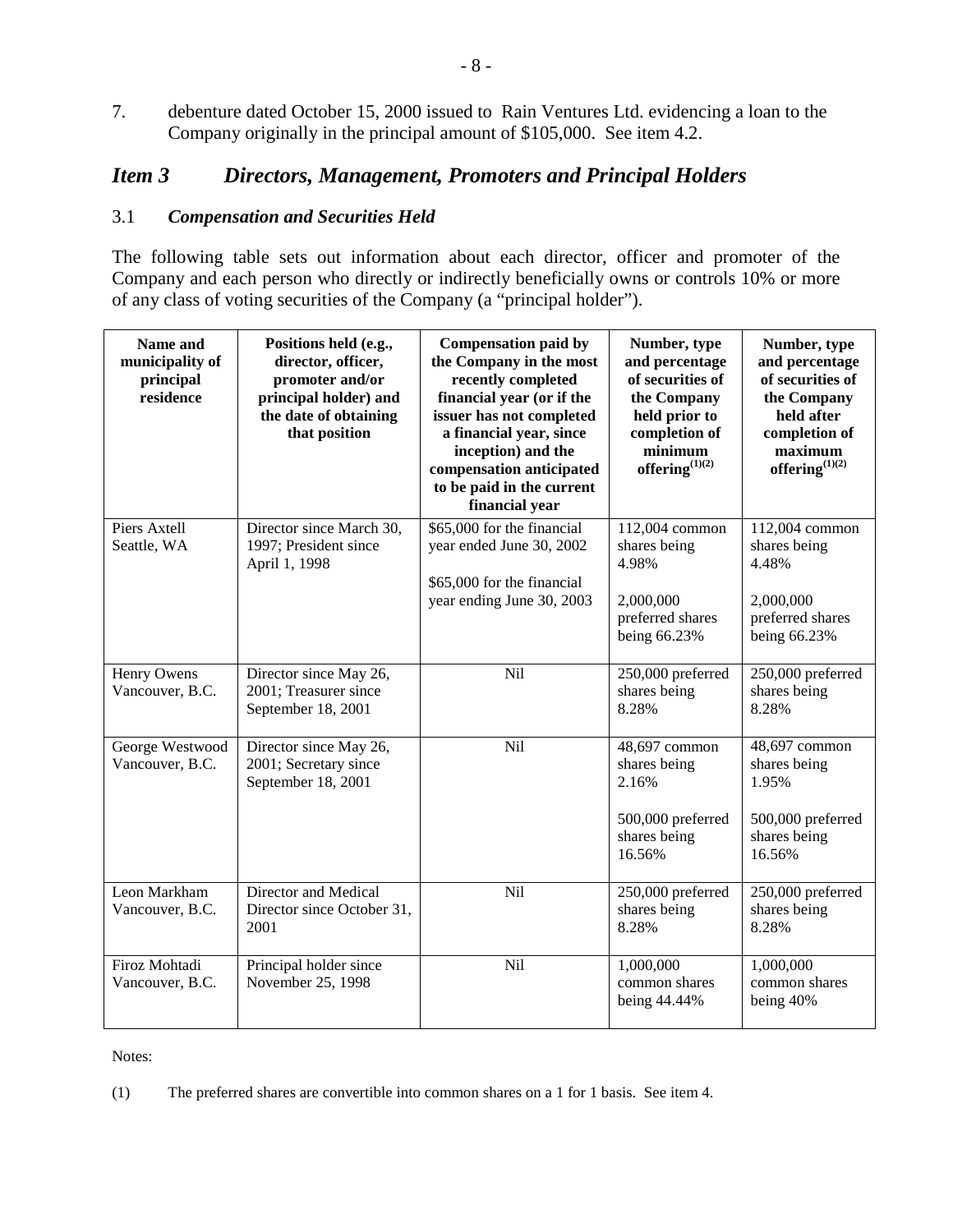7. debenture dated October 15, 2000 issued to Rain Ventures Ltd. evidencing a loan to the Company originally in the principal amount of $105,000. See item 4.2.

## *Item 3 Directors, Management, Promoters and Principal Holders*

### 3.1 *Compensation and Securities Held*

The following table sets out information about each director, officer and promoter of the Company and each person who directly or indirectly beneficially owns or controls 10% or more of any class of voting securities of the Company (a "principal holder").

| Name and municipality of principal residence | Positions held (e.g., director, officer, promoter and/or principal holder) and the date of obtaining that position | Compensation paid by the Company in the most recently completed financial year (or if the issuer has not completed a financial year, since inception) and the compensation anticipated to be paid in the current financial year | Number, type and percentage of securities of the Company held prior to completion of minimum offering[(1)(2)] | Number, type and percentage of securities of the Company held after completion of maximum offering[(1)(2)] |
|---|---|---|---|---|
| Piers Axtell Seattle, WA | Director since March 30, 1997; President since April 1, 1998 | $65,000 for the financial year ended June 30, 2002<br><br>$65,000 for the financial year ending June 30, 2003 | 112,004 common shares being 4.98%<br><br>2,000,000 preferred shares being 66.23% | 112,004 common shares being 4.48%<br><br>2,000,000 preferred shares being 66.23% |
| Henry Owens Vancouver, B.C. | Director since May 26, 2001; Treasurer since September 18, 2001 | Nil | 250,000 preferred shares being 8.28% | 250,000 preferred shares being 8.28% |
| George Westwood Vancouver, B.C. | Director since May 26, 2001; Secretary since September 18, 2001 | Nil | 48,697 common shares being 2.16%<br><br>500,000 preferred shares being 16.56% | 48,697 common shares being 1.95%<br><br>500,000 preferred shares being 16.56% |
| Leon Markham Vancouver, B.C. | Director and Medical Director since October 31, 2001 | Nil | 250,000 preferred shares being 8.28% | 250,000 preferred shares being 8.28% |
| Firoz Mohtadi Vancouver, B.C. | Principal holder since November 25, 1998 | Nil | 1,000,000 common shares being 44.44% | 1,000,000 common shares being 40% |

Notes:

(1) The preferred shares are convertible into common shares on a 1 for 1 basis. See item 4.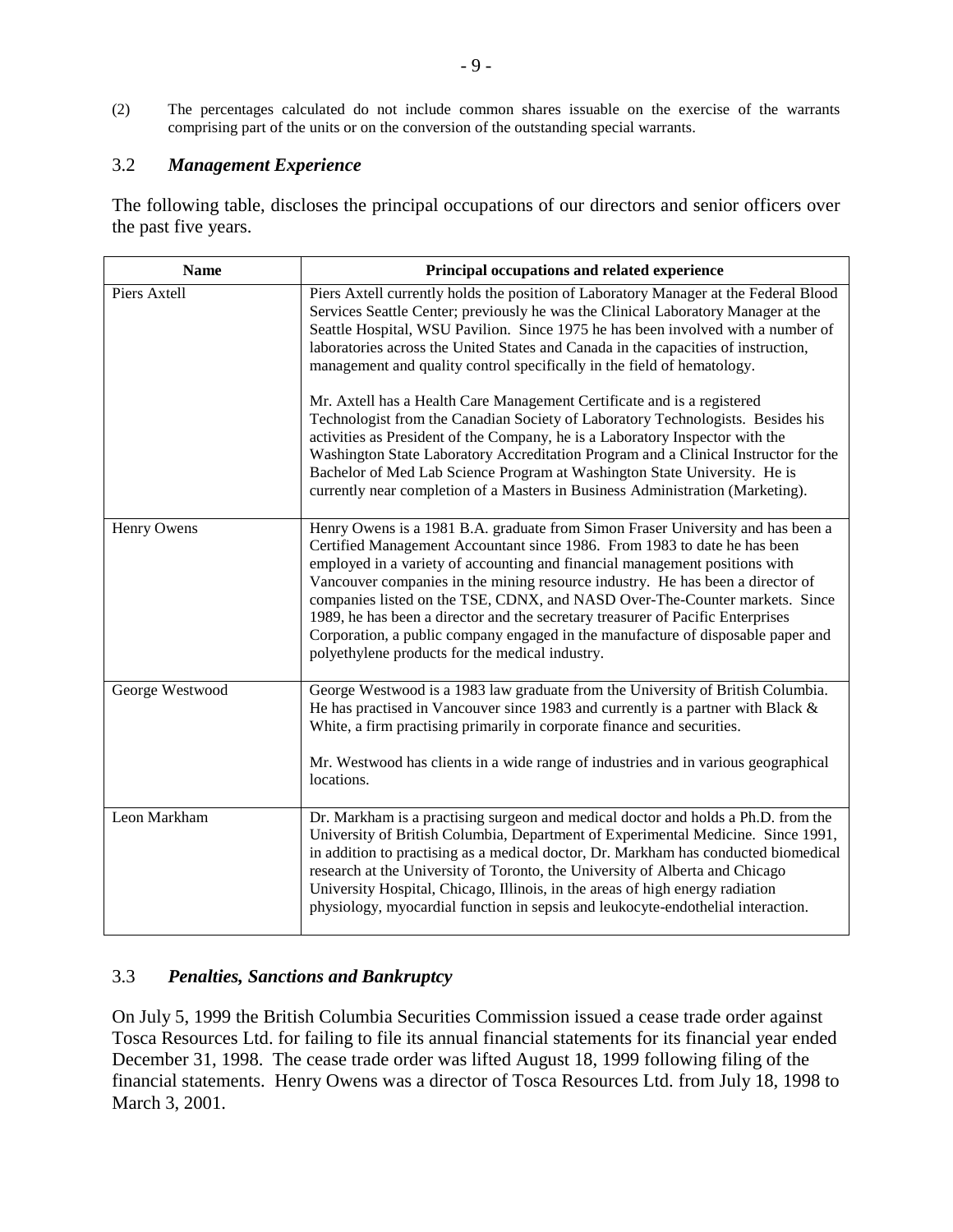(2) The percentages calculated do not include common shares issuable on the exercise of the warrants comprising part of the units or on the conversion of the outstanding special warrants.

## 3.2 *Management Experience*

The following table, discloses the principal occupations of our directors and senior officers over the past five years.

| Name | Principal occupations and related experience |
|---|---|
| Piers Axtell | Piers Axtell currently holds the position of Laboratory Manager at the Federal Blood Services Seattle Center; previously he was the Clinical Laboratory Manager at the Seattle Hospital, WSU Pavilion. Since 1975 he has been involved with a number of laboratories across the United States and Canada in the capacities of instruction, management and quality control specifically in the field of hematology.<br><br>Mr. Axtell has a Health Care Management Certificate and is a registered Technologist from the Canadian Society of Laboratory Technologists. Besides his activities as President of the Company, he is a Laboratory Inspector with the Washington State Laboratory Accreditation Program and a Clinical Instructor for the Bachelor of Med Lab Science Program at Washington State University. He is currently near completion of a Masters in Business Administration (Marketing). |
| Henry Owens | Henry Owens is a 1981 B.A. graduate from Simon Fraser University and has been a Certified Management Accountant since 1986. From 1983 to date he has been employed in a variety of accounting and financial management positions with Vancouver companies in the mining resource industry. He has been a director of companies listed on the TSE, CDNX, and NASD Over-The-Counter markets. Since 1989, he has been a director and the secretary treasurer of Pacific Enterprises Corporation, a public company engaged in the manufacture of disposable paper and polyethylene products for the medical industry. |
| George Westwood | George Westwood is a 1983 law graduate from the University of British Columbia. He has practised in Vancouver since 1983 and currently is a partner with Black & White, a firm practising primarily in corporate finance and securities.<br><br>Mr. Westwood has clients in a wide range of industries and in various geographical locations. |
| Leon Markham | Dr. Markham is a practising surgeon and medical doctor and holds a Ph.D. from the University of British Columbia, Department of Experimental Medicine. Since 1991, in addition to practising as a medical doctor, Dr. Markham has conducted biomedical research at the University of Toronto, the University of Alberta and Chicago University Hospital, Chicago, Illinois, in the areas of high energy radiation physiology, myocardial function in sepsis and leukocyte-endothelial interaction. |

## 3.3 *Penalties, Sanctions and Bankruptcy*

On July 5, 1999 the British Columbia Securities Commission issued a cease trade order against Tosca Resources Ltd. for failing to file its annual financial statements for its financial year ended December 31, 1998. The cease trade order was lifted August 18, 1999 following filing of the financial statements. Henry Owens was a director of Tosca Resources Ltd. from July 18, 1998 to March 3, 2001.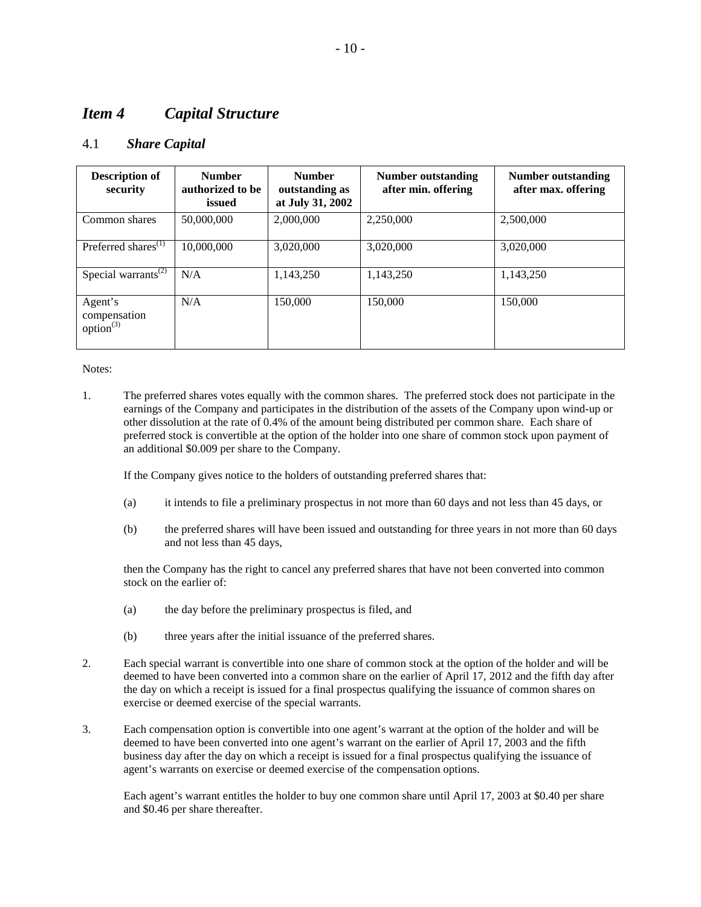## *Item 4 Capital Structure*

### 4.1 *Share Capital*

| Description of security | Number authorized to be issued | Number outstanding as at July 31, 2002 | Number outstanding after min. offering | Number outstanding after max. offering |
|---|---|---|---|---|
| Common shares | 50,000,000 | 2,000,000 | 2,250,000 | 2,500,000 |
| Preferred shares[(1)] | 10,000,000 | 3,020,000 | 3,020,000 | 3,020,000 |
| Special warrants[(2)] | N/A | 1,143,250 | 1,143,250 | 1,143,250 |
| Agent's compensation option[(3)] | N/A | 150,000 | 150,000 | 150,000 |

Notes:

1. The preferred shares votes equally with the common shares. The preferred stock does not participate in the earnings of the Company and participates in the distribution of the assets of the Company upon wind-up or other dissolution at the rate of 0.4% of the amount being distributed per common share. Each share of preferred stock is convertible at the option of the holder into one share of common stock upon payment of an additional $0.009 per share to the Company.

   If the Company gives notice to the holders of outstanding preferred shares that:

   (a) it intends to file a preliminary prospectus in not more than 60 days and not less than 45 days, or

   (b) the preferred shares will have been issued and outstanding for three years in not more than 60 days and not less than 45 days,

   then the Company has the right to cancel any preferred shares that have not been converted into common stock on the earlier of:

   (a) the day before the preliminary prospectus is filed, and

   (b) three years after the initial issuance of the preferred shares.

2. Each special warrant is convertible into one share of common stock at the option of the holder and will be deemed to have been converted into a common share on the earlier of April 17, 2012 and the fifth day after the day on which a receipt is issued for a final prospectus qualifying the issuance of common shares on exercise or deemed exercise of the special warrants.

3. Each compensation option is convertible into one agent's warrant at the option of the holder and will be deemed to have been converted into one agent's warrant on the earlier of April 17, 2003 and the fifth business day after the day on which a receipt is issued for a final prospectus qualifying the issuance of agent's warrants on exercise or deemed exercise of the compensation options.

   Each agent's warrant entitles the holder to buy one common share until April 17, 2003 at $0.40 per share and $0.46 per share thereafter.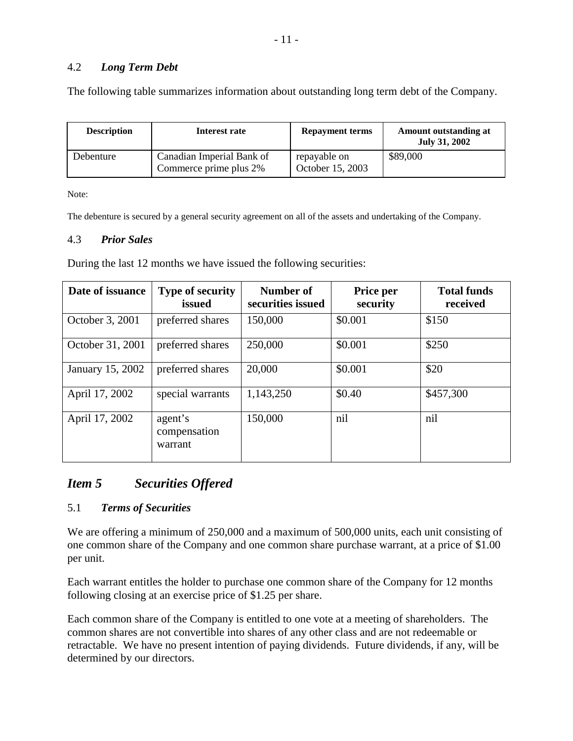### 4.2 *Long Term Debt*

The following table summarizes information about outstanding long term debt of the Company.

| Description | Interest rate | Repayment terms | Amount outstanding at July 31, 2002 |
|---|---|---|---|
| Debenture | Canadian Imperial Bank of Commerce prime plus 2% | repayable on October 15, 2003 | \$89,000 |

Note:

The debenture is secured by a general security agreement on all of the assets and undertaking of the Company.

### 4.3 *Prior Sales*

During the last 12 months we have issued the following securities:

| Date of issuance | Type of security issued | Number of securities issued | Price per security | Total funds received |
|---|---|---|---|---|
| October 3, 2001 | preferred shares | 150,000 | \$0.001 | \$150 |
| October 31, 2001 | preferred shares | 250,000 | \$0.001 | \$250 |
| January 15, 2002 | preferred shares | 20,000 | \$0.001 | \$20 |
| April 17, 2002 | special warrants | 1,143,250 | \$0.40 | \$457,300 |
| April 17, 2002 | agent's compensation warrant | 150,000 | nil | nil |

## *Item 5 Securities Offered*

### 5.1 *Terms of Securities*

We are offering a minimum of 250,000 and a maximum of 500,000 units, each unit consisting of one common share of the Company and one common share purchase warrant, at a price of \$1.00 per unit.

Each warrant entitles the holder to purchase one common share of the Company for 12 months following closing at an exercise price of \$1.25 per share.

Each common share of the Company is entitled to one vote at a meeting of shareholders. The common shares are not convertible into shares of any other class and are not redeemable or retractable. We have no present intention of paying dividends. Future dividends, if any, will be determined by our directors.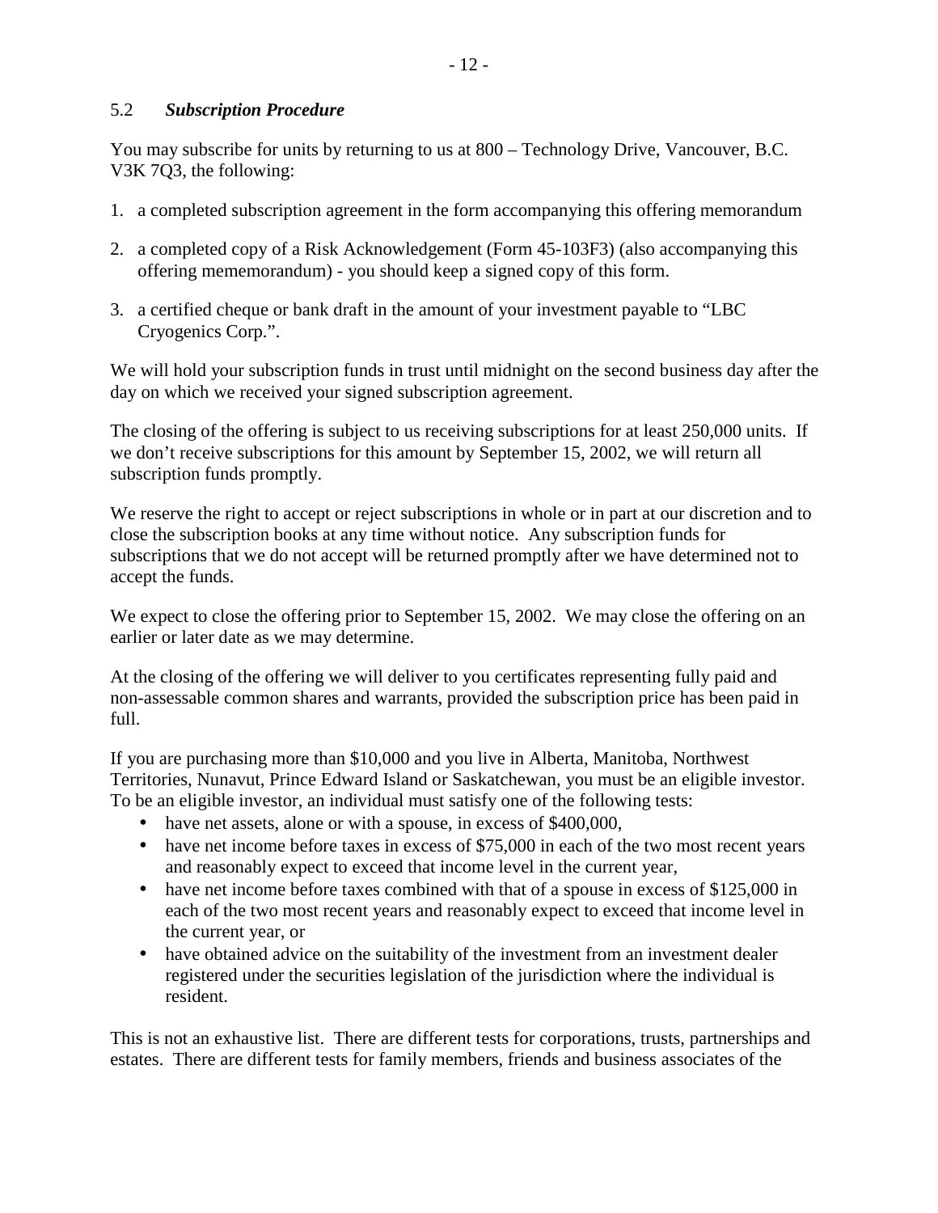## 5.2 *Subscription Procedure*

You may subscribe for units by returning to us at 800 – Technology Drive, Vancouver, B.C. V3K 7Q3, the following:

1. a completed subscription agreement in the form accompanying this offering memorandum
2. a completed copy of a Risk Acknowledgement (Form 45-103F3) (also accompanying this offering mememorandum) - you should keep a signed copy of this form.
3. a certified cheque or bank draft in the amount of your investment payable to "LBC Cryogenics Corp.".

We will hold your subscription funds in trust until midnight on the second business day after the day on which we received your signed subscription agreement.

The closing of the offering is subject to us receiving subscriptions for at least 250,000 units. If we don't receive subscriptions for this amount by September 15, 2002, we will return all subscription funds promptly.

We reserve the right to accept or reject subscriptions in whole or in part at our discretion and to close the subscription books at any time without notice. Any subscription funds for subscriptions that we do not accept will be returned promptly after we have determined not to accept the funds.

We expect to close the offering prior to September 15, 2002. We may close the offering on an earlier or later date as we may determine.

At the closing of the offering we will deliver to you certificates representing fully paid and non-assessable common shares and warrants, provided the subscription price has been paid in full.

If you are purchasing more than $10,000 and you live in Alberta, Manitoba, Northwest Territories, Nunavut, Prince Edward Island or Saskatchewan, you must be an eligible investor. To be an eligible investor, an individual must satisfy one of the following tests:

- have net assets, alone or with a spouse, in excess of $400,000,
- have net income before taxes in excess of $75,000 in each of the two most recent years and reasonably expect to exceed that income level in the current year,
- have net income before taxes combined with that of a spouse in excess of $125,000 in each of the two most recent years and reasonably expect to exceed that income level in the current year, or
- have obtained advice on the suitability of the investment from an investment dealer registered under the securities legislation of the jurisdiction where the individual is resident.

This is not an exhaustive list. There are different tests for corporations, trusts, partnerships and estates. There are different tests for family members, friends and business associates of the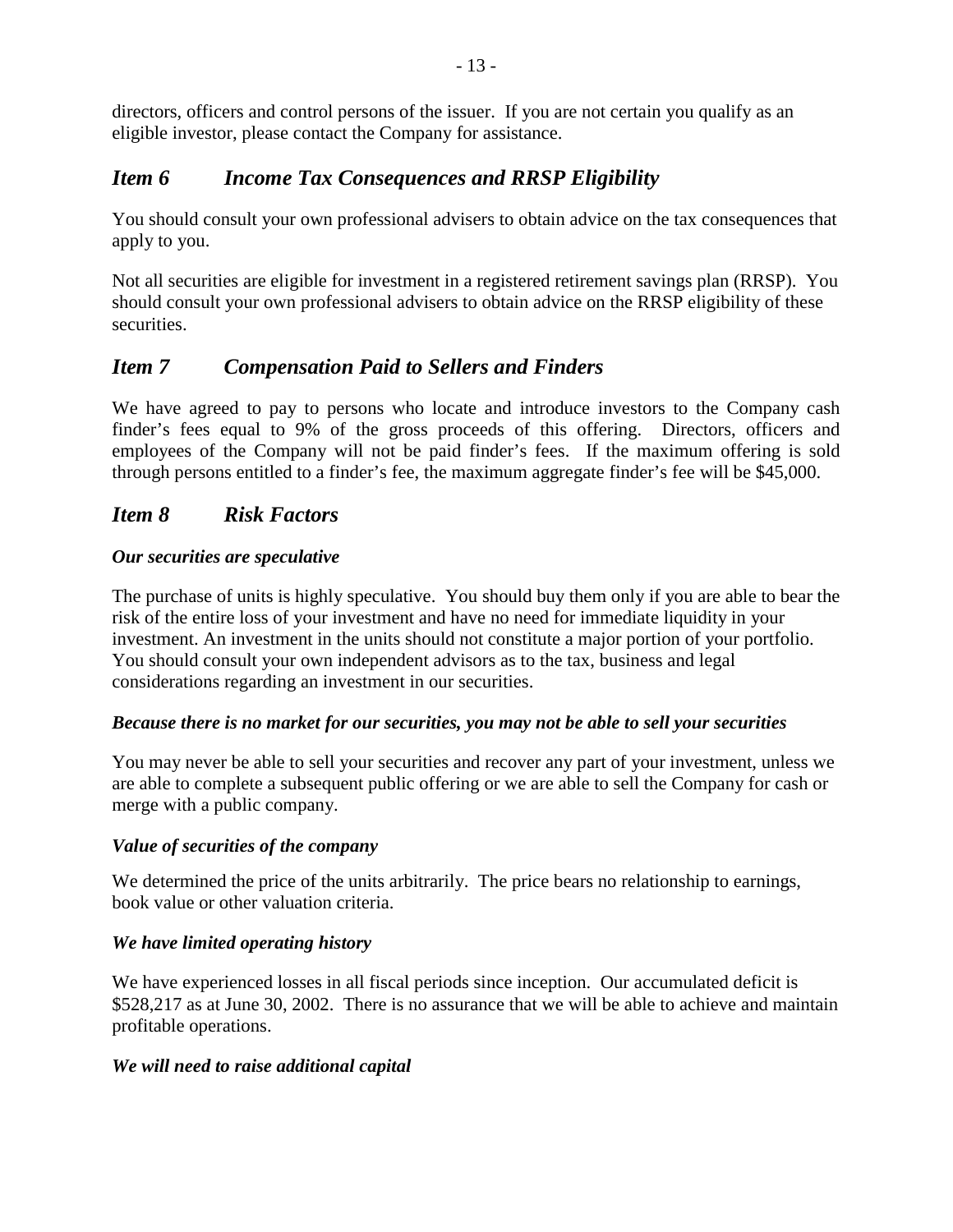directors, officers and control persons of the issuer. If you are not certain you qualify as an eligible investor, please contact the Company for assistance.

## *Item 6 Income Tax Consequences and RRSP Eligibility*

You should consult your own professional advisers to obtain advice on the tax consequences that apply to you.

Not all securities are eligible for investment in a registered retirement savings plan (RRSP). You should consult your own professional advisers to obtain advice on the RRSP eligibility of these securities.

## *Item 7 Compensation Paid to Sellers and Finders*

We have agreed to pay to persons who locate and introduce investors to the Company cash finder's fees equal to 9% of the gross proceeds of this offering. Directors, officers and employees of the Company will not be paid finder's fees. If the maximum offering is sold through persons entitled to a finder's fee, the maximum aggregate finder's fee will be $45,000.

## *Item 8 Risk Factors*

***Our securities are speculative***

The purchase of units is highly speculative. You should buy them only if you are able to bear the risk of the entire loss of your investment and have no need for immediate liquidity in your investment. An investment in the units should not constitute a major portion of your portfolio. You should consult your own independent advisors as to the tax, business and legal considerations regarding an investment in our securities.

***Because there is no market for our securities, you may not be able to sell your securities***

You may never be able to sell your securities and recover any part of your investment, unless we are able to complete a subsequent public offering or we are able to sell the Company for cash or merge with a public company.

***Value of securities of the company***

We determined the price of the units arbitrarily. The price bears no relationship to earnings, book value or other valuation criteria.

***We have limited operating history***

We have experienced losses in all fiscal periods since inception. Our accumulated deficit is $528,217 as at June 30, 2002. There is no assurance that we will be able to achieve and maintain profitable operations.

***We will need to raise additional capital***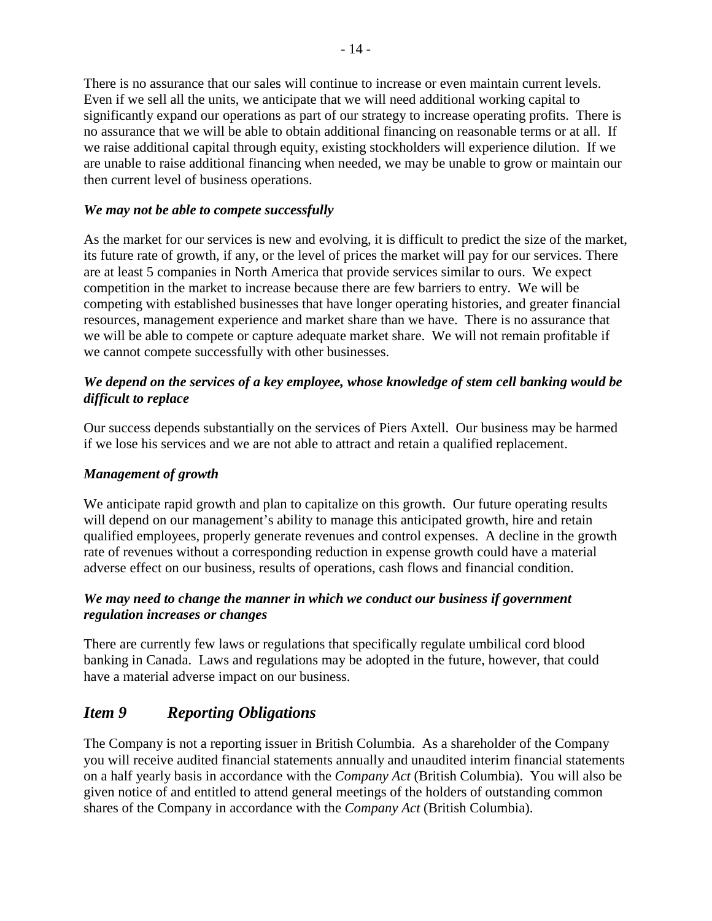There is no assurance that our sales will continue to increase or even maintain current levels. Even if we sell all the units, we anticipate that we will need additional working capital to significantly expand our operations as part of our strategy to increase operating profits. There is no assurance that we will be able to obtain additional financing on reasonable terms or at all. If we raise additional capital through equity, existing stockholders will experience dilution. If we are unable to raise additional financing when needed, we may be unable to grow or maintain our then current level of business operations.

***We may not be able to compete successfully***

As the market for our services is new and evolving, it is difficult to predict the size of the market, its future rate of growth, if any, or the level of prices the market will pay for our services. There are at least 5 companies in North America that provide services similar to ours. We expect competition in the market to increase because there are few barriers to entry. We will be competing with established businesses that have longer operating histories, and greater financial resources, management experience and market share than we have. There is no assurance that we will be able to compete or capture adequate market share. We will not remain profitable if we cannot compete successfully with other businesses.

***We depend on the services of a key employee, whose knowledge of stem cell banking would be difficult to replace***

Our success depends substantially on the services of Piers Axtell. Our business may be harmed if we lose his services and we are not able to attract and retain a qualified replacement.

***Management of growth***

We anticipate rapid growth and plan to capitalize on this growth. Our future operating results will depend on our management's ability to manage this anticipated growth, hire and retain qualified employees, properly generate revenues and control expenses. A decline in the growth rate of revenues without a corresponding reduction in expense growth could have a material adverse effect on our business, results of operations, cash flows and financial condition.

***We may need to change the manner in which we conduct our business if government regulation increases or changes***

There are currently few laws or regulations that specifically regulate umbilical cord blood banking in Canada. Laws and regulations may be adopted in the future, however, that could have a material adverse impact on our business.

## *Item 9 Reporting Obligations*

The Company is not a reporting issuer in British Columbia. As a shareholder of the Company you will receive audited financial statements annually and unaudited interim financial statements on a half yearly basis in accordance with the *Company Act* (British Columbia). You will also be given notice of and entitled to attend general meetings of the holders of outstanding common shares of the Company in accordance with the *Company Act* (British Columbia).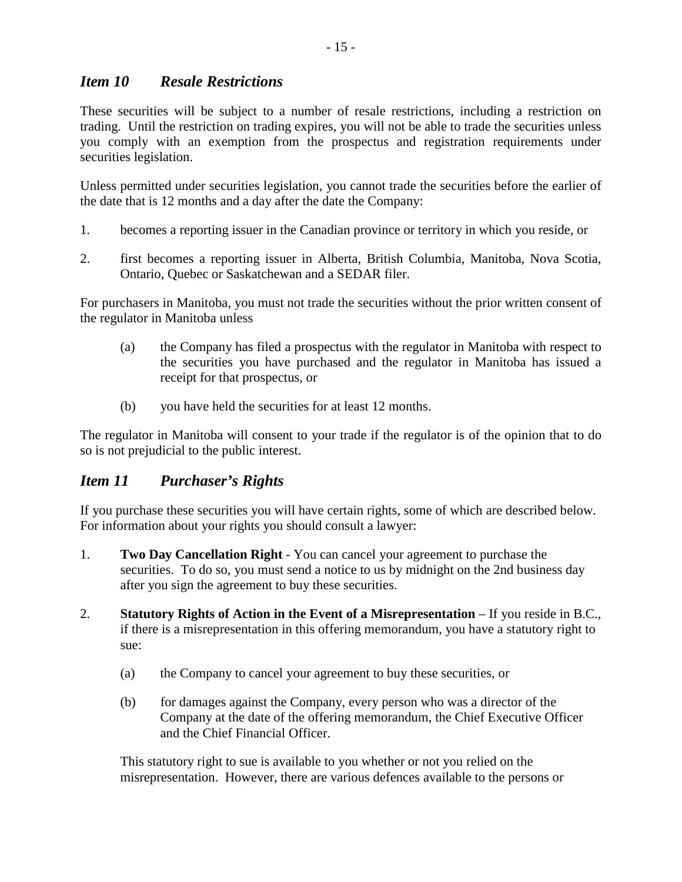## *Item 10 Resale Restrictions*

These securities will be subject to a number of resale restrictions, including a restriction on trading. Until the restriction on trading expires, you will not be able to trade the securities unless you comply with an exemption from the prospectus and registration requirements under securities legislation.

Unless permitted under securities legislation, you cannot trade the securities before the earlier of the date that is 12 months and a day after the date the Company:

1. becomes a reporting issuer in the Canadian province or territory in which you reside, or
2. first becomes a reporting issuer in Alberta, British Columbia, Manitoba, Nova Scotia, Ontario, Quebec or Saskatchewan and a SEDAR filer.

For purchasers in Manitoba, you must not trade the securities without the prior written consent of the regulator in Manitoba unless

(a) the Company has filed a prospectus with the regulator in Manitoba with respect to the securities you have purchased and the regulator in Manitoba has issued a receipt for that prospectus, or

(b) you have held the securities for at least 12 months.

The regulator in Manitoba will consent to your trade if the regulator is of the opinion that to do so is not prejudicial to the public interest.

## *Item 11 Purchaser's Rights*

If you purchase these securities you will have certain rights, some of which are described below. For information about your rights you should consult a lawyer:

1. **Two Day Cancellation Right** - You can cancel your agreement to purchase the securities. To do so, you must send a notice to us by midnight on the 2nd business day after you sign the agreement to buy these securities.
2. **Statutory Rights of Action in the Event of a Misrepresentation** – If you reside in B.C., if there is a misrepresentation in this offering memorandum, you have a statutory right to sue:

   (a) the Company to cancel your agreement to buy these securities, or

   (b) for damages against the Company, every person who was a director of the Company at the date of the offering memorandum, the Chief Executive Officer and the Chief Financial Officer.

   This statutory right to sue is available to you whether or not you relied on the misrepresentation. However, there are various defences available to the persons or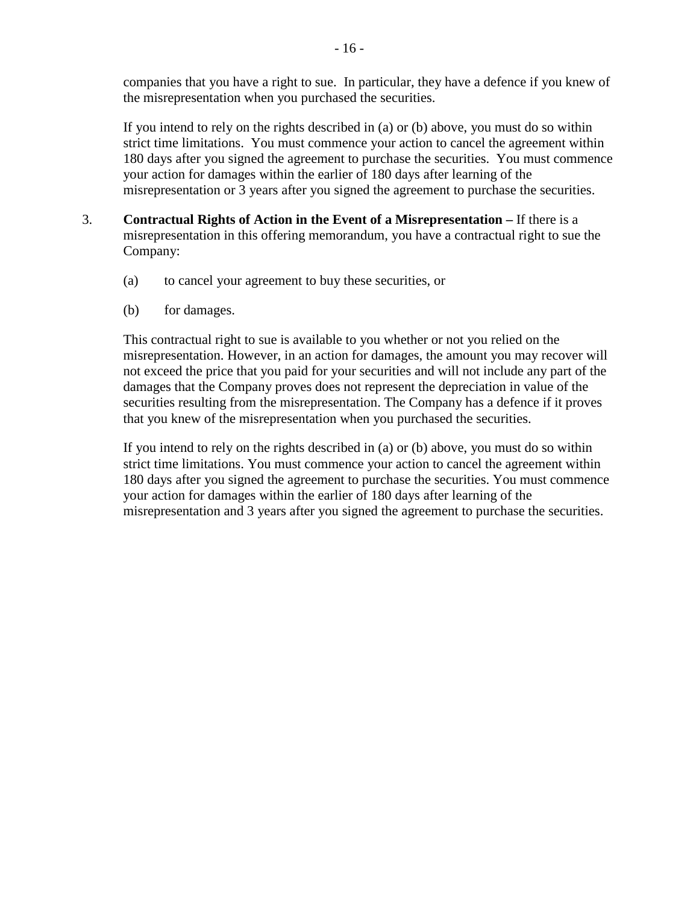companies that you have a right to sue. In particular, they have a defence if you knew of the misrepresentation when you purchased the securities.

If you intend to rely on the rights described in (a) or (b) above, you must do so within strict time limitations. You must commence your action to cancel the agreement within 180 days after you signed the agreement to purchase the securities. You must commence your action for damages within the earlier of 180 days after learning of the misrepresentation or 3 years after you signed the agreement to purchase the securities.

3. **Contractual Rights of Action in the Event of a Misrepresentation –** If there is a misrepresentation in this offering memorandum, you have a contractual right to sue the Company:

   (a) to cancel your agreement to buy these securities, or

   (b) for damages.

   This contractual right to sue is available to you whether or not you relied on the misrepresentation. However, in an action for damages, the amount you may recover will not exceed the price that you paid for your securities and will not include any part of the damages that the Company proves does not represent the depreciation in value of the securities resulting from the misrepresentation. The Company has a defence if it proves that you knew of the misrepresentation when you purchased the securities.

   If you intend to rely on the rights described in (a) or (b) above, you must do so within strict time limitations. You must commence your action to cancel the agreement within 180 days after you signed the agreement to purchase the securities. You must commence your action for damages within the earlier of 180 days after learning of the misrepresentation and 3 years after you signed the agreement to purchase the securities.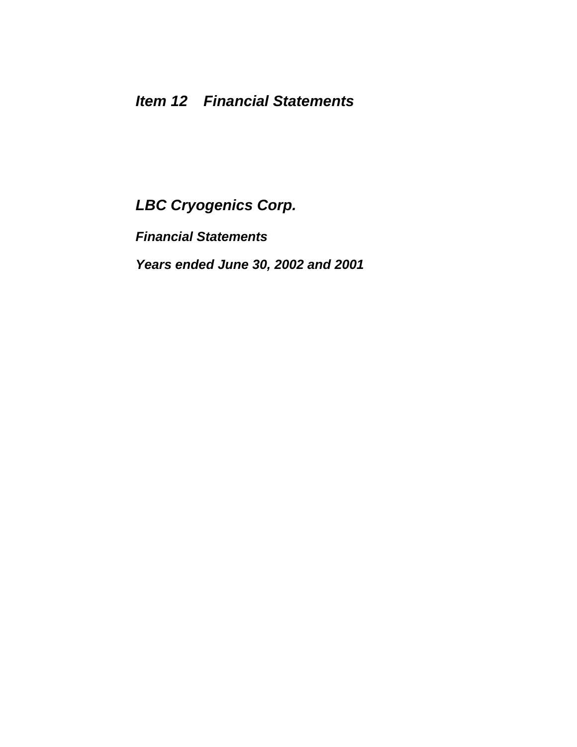## *Item 12 Financial Statements*

# *LBC Cryogenics Corp.*

### *Financial Statements*

### *Years ended June 30, 2002 and 2001*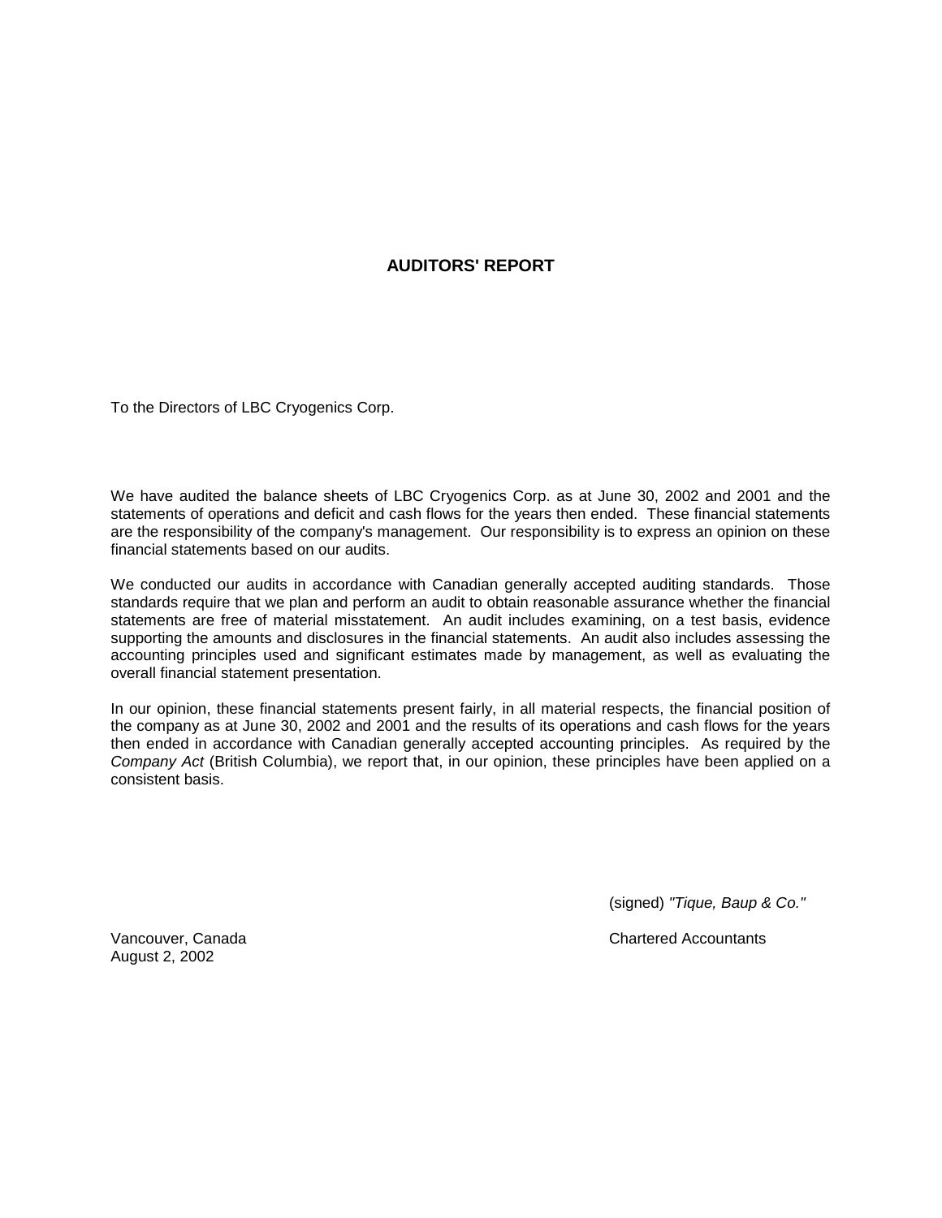## AUDITORS' REPORT

To the Directors of LBC Cryogenics Corp.

We have audited the balance sheets of LBC Cryogenics Corp. as at June 30, 2002 and 2001 and the statements of operations and deficit and cash flows for the years then ended. These financial statements are the responsibility of the company's management. Our responsibility is to express an opinion on these financial statements based on our audits.

We conducted our audits in accordance with Canadian generally accepted auditing standards. Those standards require that we plan and perform an audit to obtain reasonable assurance whether the financial statements are free of material misstatement. An audit includes examining, on a test basis, evidence supporting the amounts and disclosures in the financial statements. An audit also includes assessing the accounting principles used and significant estimates made by management, as well as evaluating the overall financial statement presentation.

In our opinion, these financial statements present fairly, in all material respects, the financial position of the company as at June 30, 2002 and 2001 and the results of its operations and cash flows for the years then ended in accordance with Canadian generally accepted accounting principles. As required by the *Company Act* (British Columbia), we report that, in our opinion, these principles have been applied on a consistent basis.

(signed) *"Tique, Baup & Co."*

Chartered Accountants

Vancouver, Canada
August 2, 2002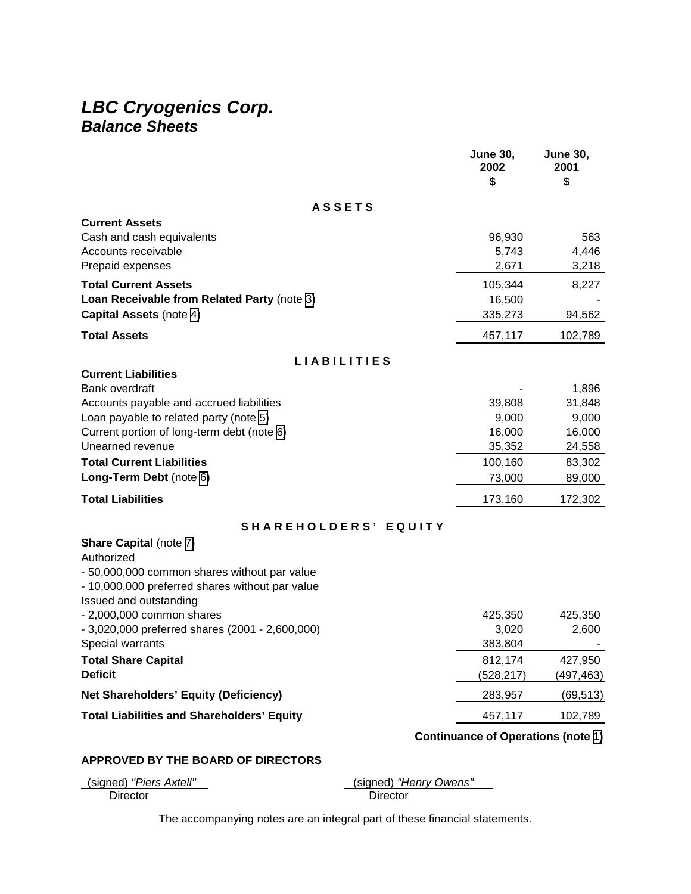# *LBC Cryogenics Corp.*
## *Balance Sheets*

| | June 30, 2002 $ | June 30, 2001 $ |
|---|---|---|
| **A S S E T S** | | |
| **Current Assets** | | |
| Cash and cash equivalents | 96,930 | 563 |
| Accounts receivable | 5,743 | 4,446 |
| Prepaid expenses | 2,671 | 3,218 |
| **Total Current Assets** | 105,344 | 8,227 |
| **Loan Receivable from Related Party** (note 3) | 16,500 | - |
| **Capital Assets** (note 4) | 335,273 | 94,562 |
| **Total Assets** | 457,117 | 102,789 |
| **L I A B I L I T I E S** | | |
| **Current Liabilities** | | |
| Bank overdraft | - | 1,896 |
| Accounts payable and accrued liabilities | 39,808 | 31,848 |
| Loan payable to related party (note 5) | 9,000 | 9,000 |
| Current portion of long-term debt (note 6) | 16,000 | 16,000 |
| Unearned revenue | 35,352 | 24,558 |
| **Total Current Liabilities** | 100,160 | 83,302 |
| **Long-Term Debt** (note 6) | 73,000 | 89,000 |
| **Total Liabilities** | 173,160 | 172,302 |
| **S H A R E H O L D E R S' E Q U I T Y** | | |
| **Share Capital** (note 7) | | |
| Authorized | | |
| - 50,000,000 common shares without par value | | |
| - 10,000,000 preferred shares without par value | | |
| Issued and outstanding | | |
| - 2,000,000 common shares | 425,350 | 425,350 |
| - 3,020,000 preferred shares (2001 - 2,600,000) | 3,020 | 2,600 |
| Special warrants | 383,804 | - |
| **Total Share Capital** | 812,174 | 427,950 |
| **Deficit** | (528,217) | (497,463) |
| **Net Shareholders' Equity (Deficiency)** | 283,957 | (69,513) |
| **Total Liabilities and Shareholders' Equity** | 457,117 | 102,789 |

**Continuance of Operations (note 1)**

**APPROVED BY THE BOARD OF DIRECTORS**

(signed) *"Piers Axtell"*
Director

(signed) *"Henry Owens"*
Director

The accompanying notes are an integral part of these financial statements.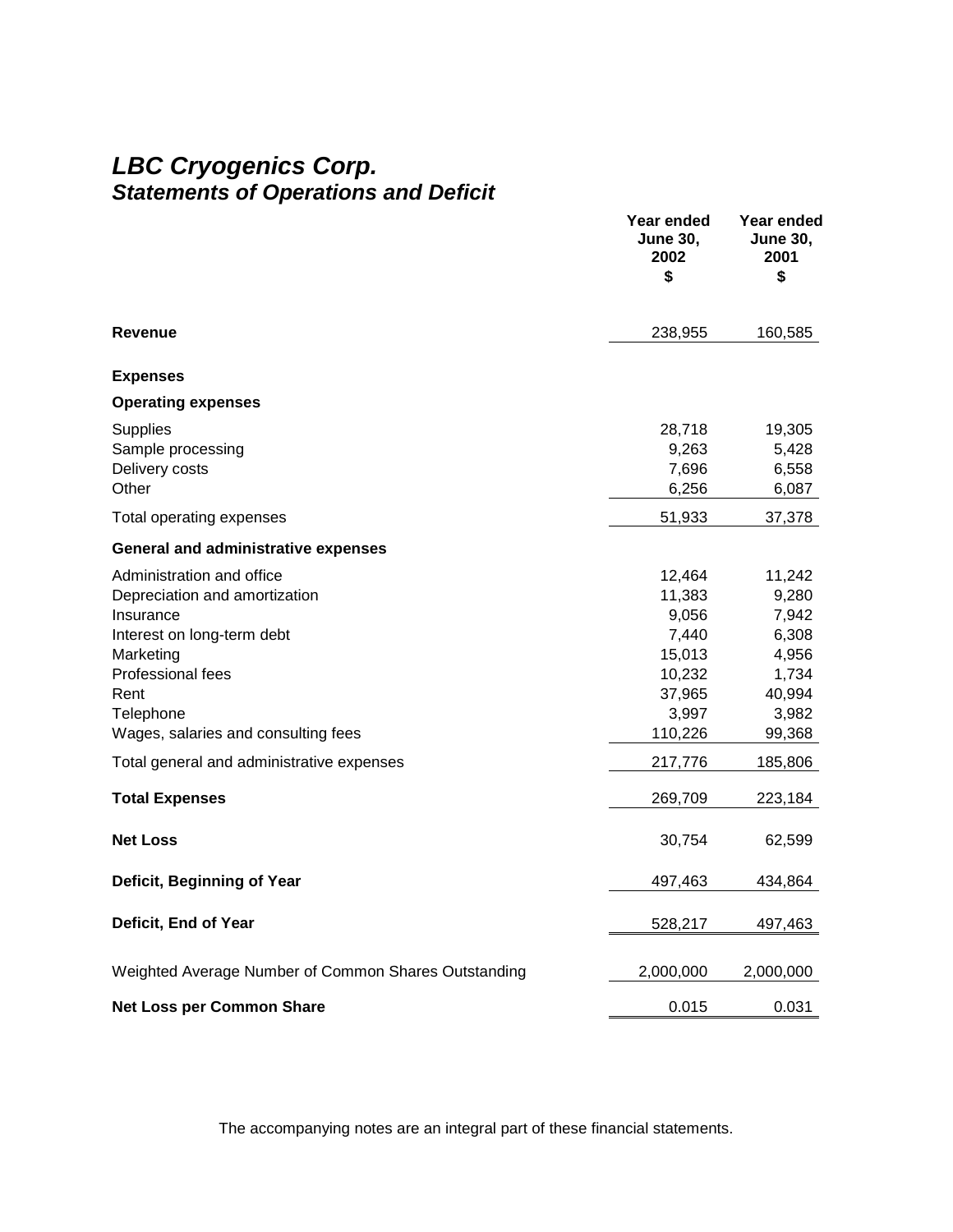# *LBC Cryogenics Corp.*
## *Statements of Operations and Deficit*

| | Year ended June 30, 2002 $ | Year ended June 30, 2001 $ |
|---|---|---|
| **Revenue** | 238,955 | 160,585 |
| **Expenses** | | |
| **Operating expenses** | | |
| Supplies | 28,718 | 19,305 |
| Sample processing | 9,263 | 5,428 |
| Delivery costs | 7,696 | 6,558 |
| Other | 6,256 | 6,087 |
| Total operating expenses | 51,933 | 37,378 |
| **General and administrative expenses** | | |
| Administration and office | 12,464 | 11,242 |
| Depreciation and amortization | 11,383 | 9,280 |
| Insurance | 9,056 | 7,942 |
| Interest on long-term debt | 7,440 | 6,308 |
| Marketing | 15,013 | 4,956 |
| Professional fees | 10,232 | 1,734 |
| Rent | 37,965 | 40,994 |
| Telephone | 3,997 | 3,982 |
| Wages, salaries and consulting fees | 110,226 | 99,368 |
| Total general and administrative expenses | 217,776 | 185,806 |
| **Total Expenses** | 269,709 | 223,184 |
| **Net Loss** | 30,754 | 62,599 |
| **Deficit, Beginning of Year** | 497,463 | 434,864 |
| **Deficit, End of Year** | 528,217 | 497,463 |
| Weighted Average Number of Common Shares Outstanding | 2,000,000 | 2,000,000 |
| **Net Loss per Common Share** | 0.015 | 0.031 |

The accompanying notes are an integral part of these financial statements.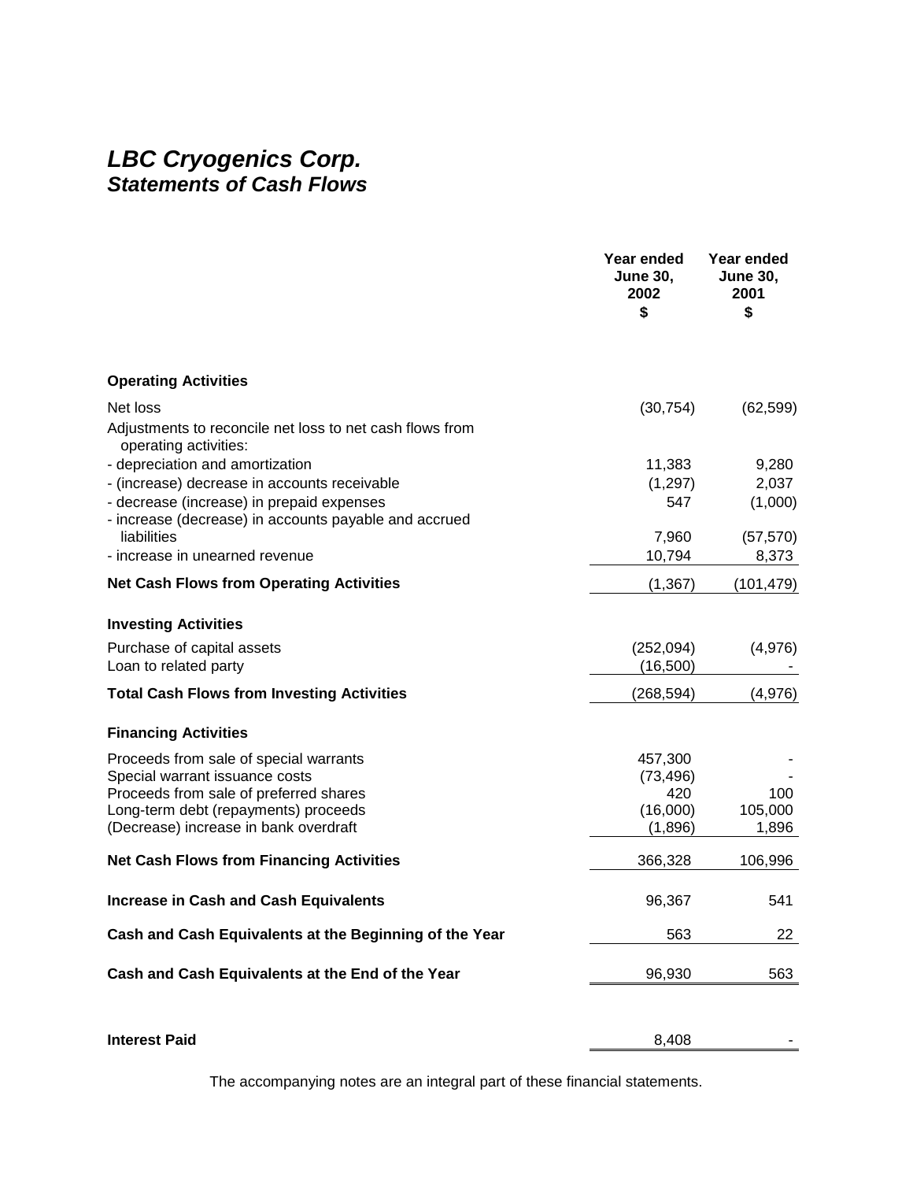# *LBC Cryogenics Corp.*
## *Statements of Cash Flows*

| | Year ended June 30, 2002 $ | Year ended June 30, 2001 $ |
|---|---|---|
| **Operating Activities** | | |
| Net loss | (30,754) | (62,599) |
| Adjustments to reconcile net loss to net cash flows from operating activities: | | |
| - depreciation and amortization | 11,383 | 9,280 |
| - (increase) decrease in accounts receivable | (1,297) | 2,037 |
| - decrease (increase) in prepaid expenses | 547 | (1,000) |
| - increase (decrease) in accounts payable and accrued liabilities | 7,960 | (57,570) |
| - increase in unearned revenue | 10,794 | 8,373 |
| **Net Cash Flows from Operating Activities** | (1,367) | (101,479) |
| **Investing Activities** | | |
| Purchase of capital assets | (252,094) | (4,976) |
| Loan to related party | (16,500) | - |
| **Total Cash Flows from Investing Activities** | (268,594) | (4,976) |
| **Financing Activities** | | |
| Proceeds from sale of special warrants | 457,300 | - |
| Special warrant issuance costs | (73,496) | - |
| Proceeds from sale of preferred shares | 420 | 100 |
| Long-term debt (repayments) proceeds | (16,000) | 105,000 |
| (Decrease) increase in bank overdraft | (1,896) | 1,896 |
| **Net Cash Flows from Financing Activities** | 366,328 | 106,996 |
| **Increase in Cash and Cash Equivalents** | 96,367 | 541 |
| **Cash and Cash Equivalents at the Beginning of the Year** | 563 | 22 |
| **Cash and Cash Equivalents at the End of the Year** | 96,930 | 563 |
| **Interest Paid** | 8,408 | - |

The accompanying notes are an integral part of these financial statements.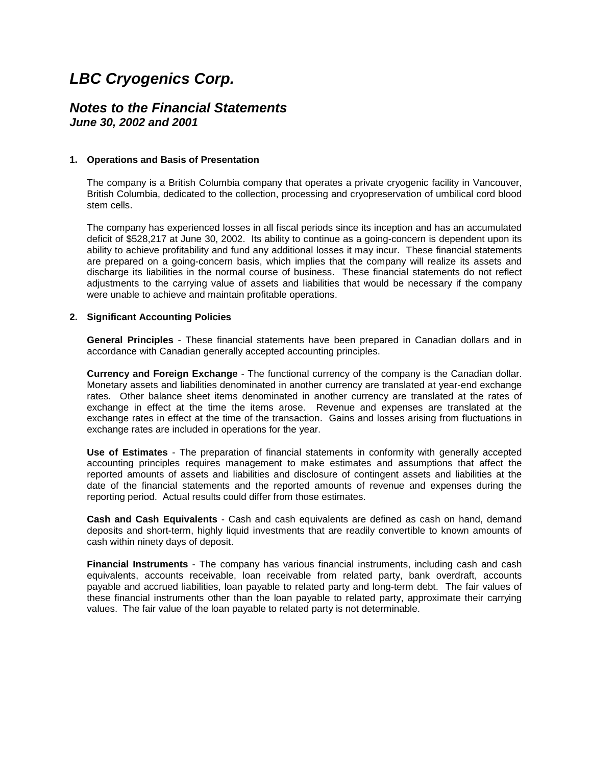# *LBC Cryogenics Corp.*

## *Notes to the Financial Statements*
### *June 30, 2002 and 2001*

**1. Operations and Basis of Presentation**

The company is a British Columbia company that operates a private cryogenic facility in Vancouver, British Columbia, dedicated to the collection, processing and cryopreservation of umbilical cord blood stem cells.

The company has experienced losses in all fiscal periods since its inception and has an accumulated deficit of $528,217 at June 30, 2002. Its ability to continue as a going-concern is dependent upon its ability to achieve profitability and fund any additional losses it may incur. These financial statements are prepared on a going-concern basis, which implies that the company will realize its assets and discharge its liabilities in the normal course of business. These financial statements do not reflect adjustments to the carrying value of assets and liabilities that would be necessary if the company were unable to achieve and maintain profitable operations.

**2. Significant Accounting Policies**

**General Principles** - These financial statements have been prepared in Canadian dollars and in accordance with Canadian generally accepted accounting principles.

**Currency and Foreign Exchange** - The functional currency of the company is the Canadian dollar. Monetary assets and liabilities denominated in another currency are translated at year-end exchange rates. Other balance sheet items denominated in another currency are translated at the rates of exchange in effect at the time the items arose. Revenue and expenses are translated at the exchange rates in effect at the time of the transaction. Gains and losses arising from fluctuations in exchange rates are included in operations for the year.

**Use of Estimates** - The preparation of financial statements in conformity with generally accepted accounting principles requires management to make estimates and assumptions that affect the reported amounts of assets and liabilities and disclosure of contingent assets and liabilities at the date of the financial statements and the reported amounts of revenue and expenses during the reporting period. Actual results could differ from those estimates.

**Cash and Cash Equivalents** - Cash and cash equivalents are defined as cash on hand, demand deposits and short-term, highly liquid investments that are readily convertible to known amounts of cash within ninety days of deposit.

**Financial Instruments** - The company has various financial instruments, including cash and cash equivalents, accounts receivable, loan receivable from related party, bank overdraft, accounts payable and accrued liabilities, loan payable to related party and long-term debt. The fair values of these financial instruments other than the loan payable to related party, approximate their carrying values. The fair value of the loan payable to related party is not determinable.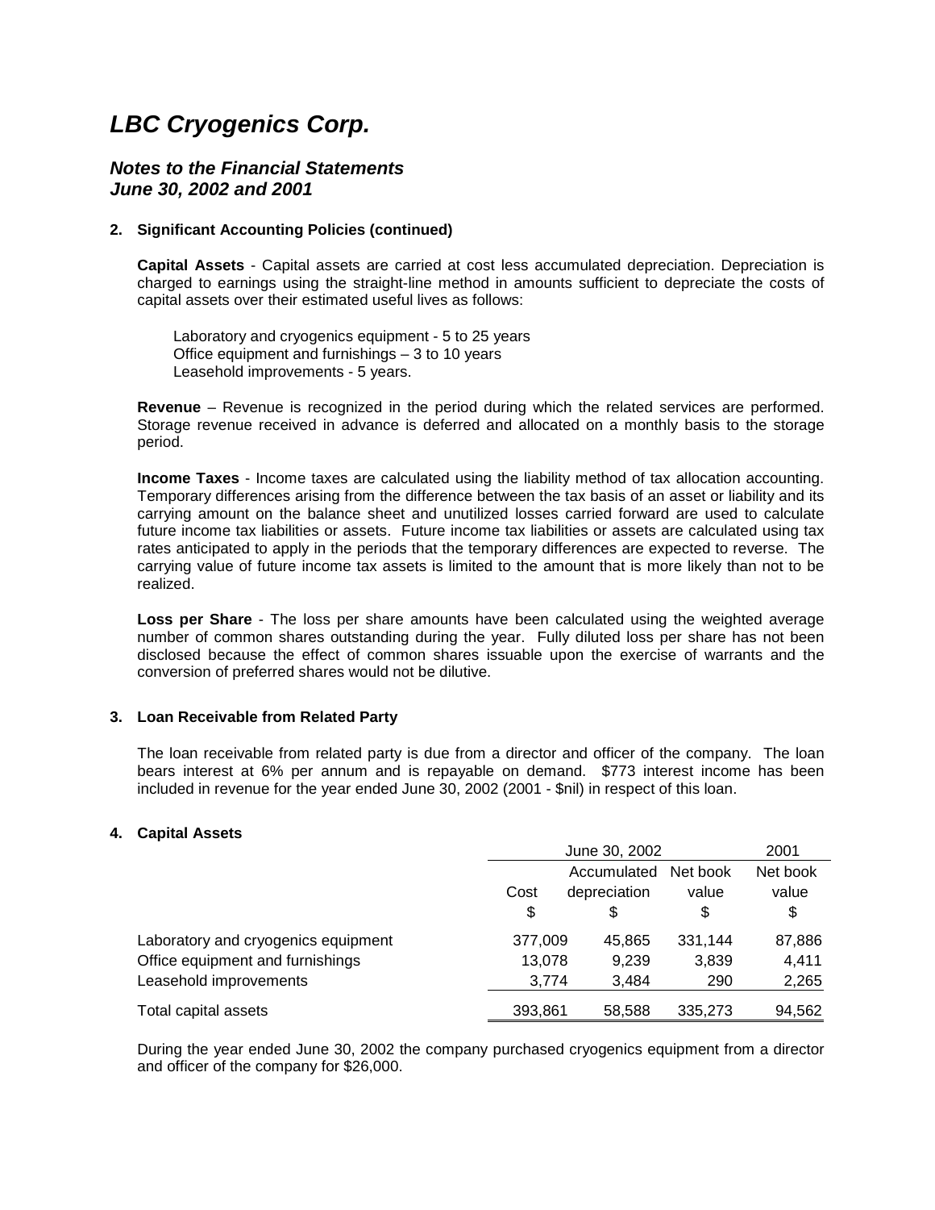# LBC Cryogenics Corp.

## *Notes to the Financial Statements*
## *June 30, 2002 and 2001*

**2. Significant Accounting Policies (continued)**

**Capital Assets** - Capital assets are carried at cost less accumulated depreciation. Depreciation is charged to earnings using the straight-line method in amounts sufficient to depreciate the costs of capital assets over their estimated useful lives as follows:

Laboratory and cryogenics equipment - 5 to 25 years
Office equipment and furnishings – 3 to 10 years
Leasehold improvements - 5 years.

**Revenue** – Revenue is recognized in the period during which the related services are performed. Storage revenue received in advance is deferred and allocated on a monthly basis to the storage period.

**Income Taxes** - Income taxes are calculated using the liability method of tax allocation accounting. Temporary differences arising from the difference between the tax basis of an asset or liability and its carrying amount on the balance sheet and unutilized losses carried forward are used to calculate future income tax liabilities or assets. Future income tax liabilities or assets are calculated using tax rates anticipated to apply in the periods that the temporary differences are expected to reverse. The carrying value of future income tax assets is limited to the amount that is more likely than not to be realized.

**Loss per Share** - The loss per share amounts have been calculated using the weighted average number of common shares outstanding during the year. Fully diluted loss per share has not been disclosed because the effect of common shares issuable upon the exercise of warrants and the conversion of preferred shares would not be dilutive.

**3. Loan Receivable from Related Party**

The loan receivable from related party is due from a director and officer of the company. The loan bears interest at 6% per annum and is repayable on demand. $773 interest income has been included in revenue for the year ended June 30, 2002 (2001 - $nil) in respect of this loan.

**4. Capital Assets**

| | June 30, 2002 | | | 2001 |
|---|---|---|---|---|
| | Cost<br>$ | Accumulated depreciation<br>$ | Net book value<br>$ | Net book value<br>$ |
| Laboratory and cryogenics equipment | 377,009 | 45,865 | 331,144 | 87,886 |
| Office equipment and furnishings | 13,078 | 9,239 | 3,839 | 4,411 |
| Leasehold improvements | 3,774 | 3,484 | 290 | 2,265 |
| Total capital assets | 393,861 | 58,588 | 335,273 | 94,562 |

During the year ended June 30, 2002 the company purchased cryogenics equipment from a director and officer of the company for $26,000.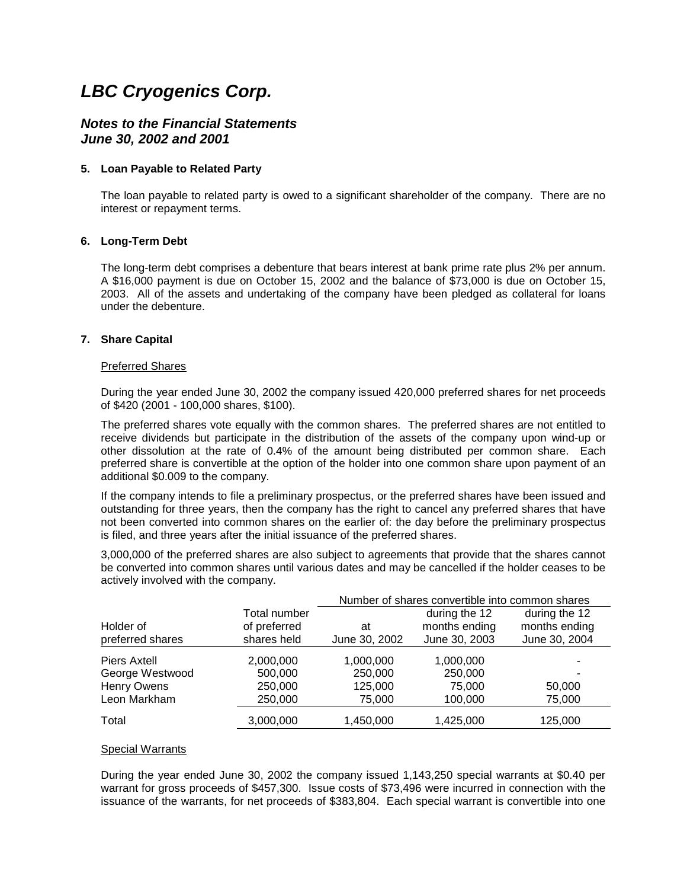# LBC Cryogenics Corp.

## *Notes to the Financial Statements*
## *June 30, 2002 and 2001*

### 5. Loan Payable to Related Party

The loan payable to related party is owed to a significant shareholder of the company. There are no interest or repayment terms.

### 6. Long-Term Debt

The long-term debt comprises a debenture that bears interest at bank prime rate plus 2% per annum. A $16,000 payment is due on October 15, 2002 and the balance of $73,000 is due on October 15, 2003. All of the assets and undertaking of the company have been pledged as collateral for loans under the debenture.

### 7. Share Capital

Preferred Shares

During the year ended June 30, 2002 the company issued 420,000 preferred shares for net proceeds of $420 (2001 - 100,000 shares, $100).

The preferred shares vote equally with the common shares. The preferred shares are not entitled to receive dividends but participate in the distribution of the assets of the company upon wind-up or other dissolution at the rate of 0.4% of the amount being distributed per common share. Each preferred share is convertible at the option of the holder into one common share upon payment of an additional $0.009 to the company.

If the company intends to file a preliminary prospectus, or the preferred shares have been issued and outstanding for three years, then the company has the right to cancel any preferred shares that have not been converted into common shares on the earlier of: the day before the preliminary prospectus is filed, and three years after the initial issuance of the preferred shares.

3,000,000 of the preferred shares are also subject to agreements that provide that the shares cannot be converted into common shares until various dates and may be cancelled if the holder ceases to be actively involved with the company.

| | | Number of shares convertible into common shares | | |
|---|---|---|---|---|
| Holder of preferred shares | Total number of preferred shares held | at June 30, 2002 | during the 12 months ending June 30, 2003 | during the 12 months ending June 30, 2004 |
| Piers Axtell | 2,000,000 | 1,000,000 | 1,000,000 | - |
| George Westwood | 500,000 | 250,000 | 250,000 | - |
| Henry Owens | 250,000 | 125,000 | 75,000 | 50,000 |
| Leon Markham | 250,000 | 75,000 | 100,000 | 75,000 |
| Total | 3,000,000 | 1,450,000 | 1,425,000 | 125,000 |

Special Warrants

During the year ended June 30, 2002 the company issued 1,143,250 special warrants at $0.40 per warrant for gross proceeds of $457,300. Issue costs of $73,496 were incurred in connection with the issuance of the warrants, for net proceeds of $383,804. Each special warrant is convertible into one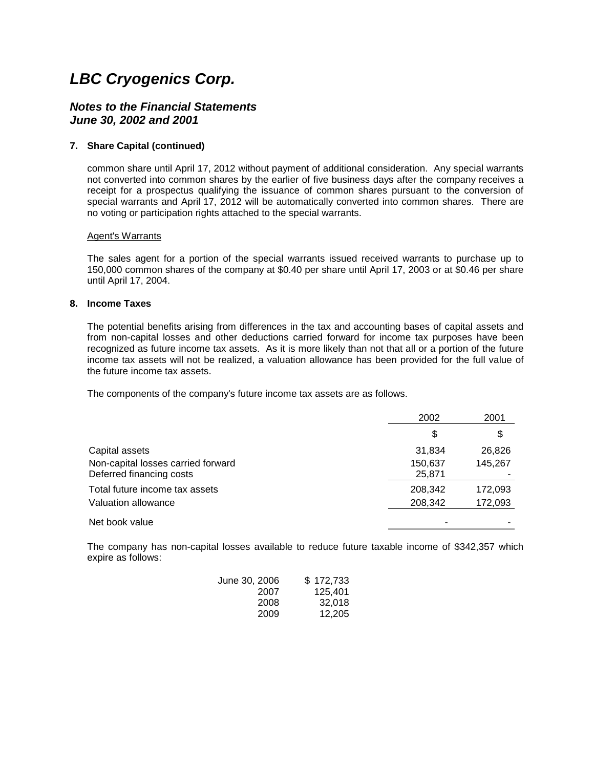# LBC Cryogenics Corp.

## *Notes to the Financial Statements*
## *June 30, 2002 and 2001*

**7. Share Capital (continued)**

common share until April 17, 2012 without payment of additional consideration. Any special warrants not converted into common shares by the earlier of five business days after the company receives a receipt for a prospectus qualifying the issuance of common shares pursuant to the conversion of special warrants and April 17, 2012 will be automatically converted into common shares. There are no voting or participation rights attached to the special warrants.

Agent's Warrants

The sales agent for a portion of the special warrants issued received warrants to purchase up to 150,000 common shares of the company at $0.40 per share until April 17, 2003 or at $0.46 per share until April 17, 2004.

**8. Income Taxes**

The potential benefits arising from differences in the tax and accounting bases of capital assets and from non-capital losses and other deductions carried forward for income tax purposes have been recognized as future income tax assets. As it is more likely than not that all or a portion of the future income tax assets will not be realized, a valuation allowance has been provided for the full value of the future income tax assets.

The components of the company's future income tax assets are as follows.

| | 2002 | 2001 |
|---|---|---|
| | $ | $ |
| Capital assets | 31,834 | 26,826 |
| Non-capital losses carried forward | 150,637 | 145,267 |
| Deferred financing costs | 25,871 | - |
| Total future income tax assets | 208,342 | 172,093 |
| Valuation allowance | 208,342 | 172,093 |
| Net book value | - | - |

The company has non-capital losses available to reduce future taxable income of $342,357 which expire as follows:

| | |
|---|---|
| June 30, 2006 | $ 172,733 |
| 2007 | 125,401 |
| 2008 | 32,018 |
| 2009 | 12,205 |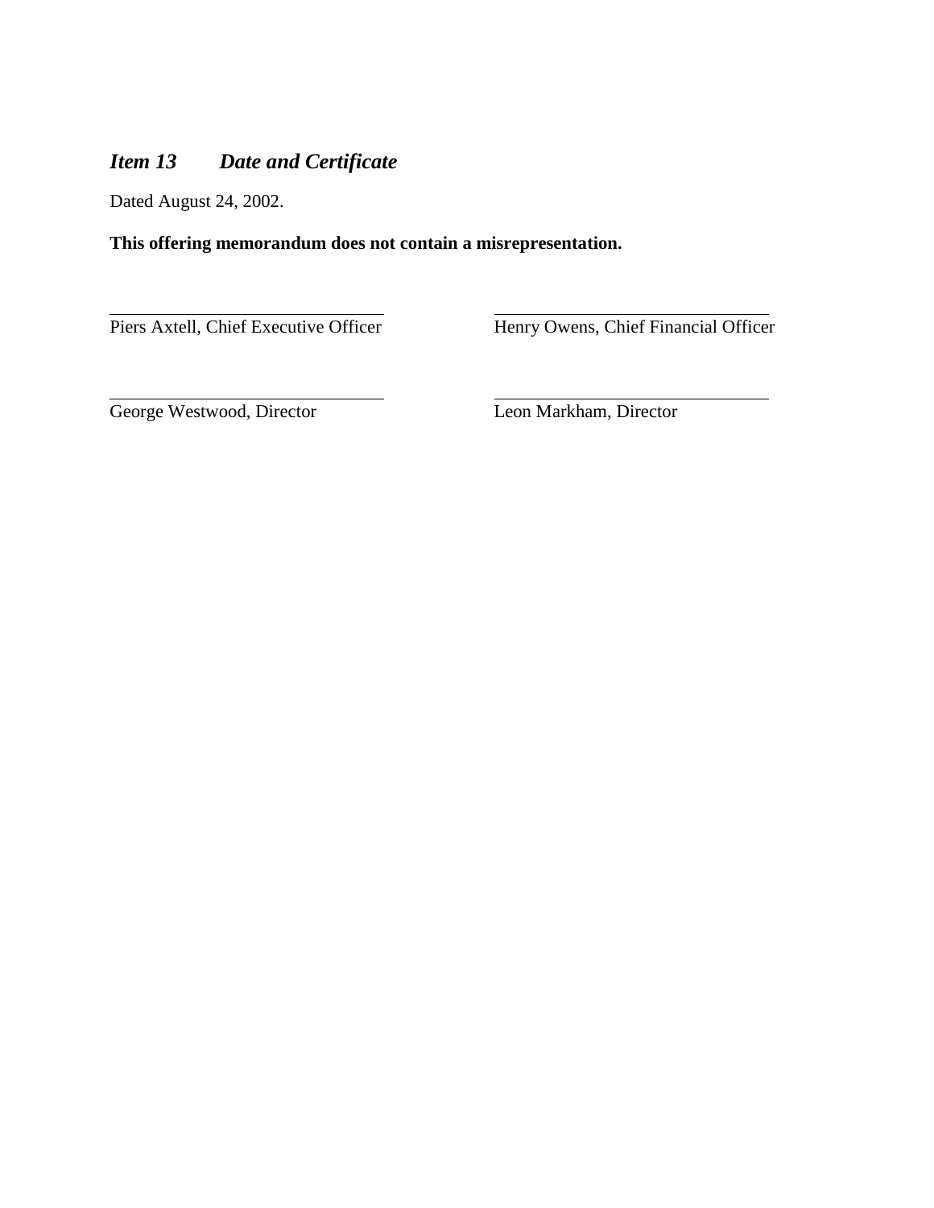## *Item 13 Date and Certificate*

Dated August 24, 2002.

**This offering memorandum does not contain a misrepresentation.**

\_\_\_\_\_\_\_\_\_\_\_\_\_\_\_\_\_\_\_\_\_\_\_\_\_\_\_\_\_\_\_\_
Piers Axtell, Chief Executive Officer

\_\_\_\_\_\_\_\_\_\_\_\_\_\_\_\_\_\_\_\_\_\_\_\_\_\_\_\_\_\_\_\_
Henry Owens, Chief Financial Officer

\_\_\_\_\_\_\_\_\_\_\_\_\_\_\_\_\_\_\_\_\_\_\_\_\_\_\_\_\_\_\_\_
George Westwood, Director

\_\_\_\_\_\_\_\_\_\_\_\_\_\_\_\_\_\_\_\_\_\_\_\_\_\_\_\_\_\_\_\_
Leon Markham, Director